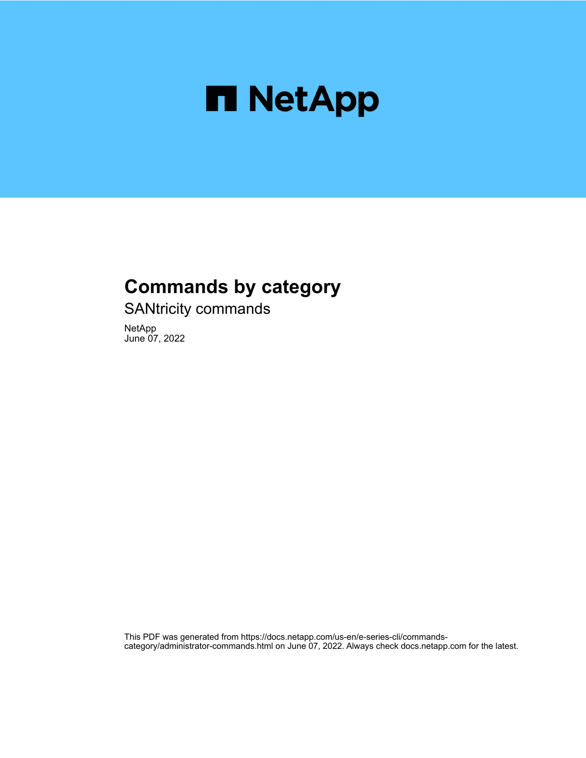# Commands by category

SANtricity commands

NetApp
June 07, 2022

This PDF was generated from https://docs.netapp.com/us-en/e-series-cli/commands-category/administrator-commands.html on June 07, 2022. Always check docs.netapp.com for the latest.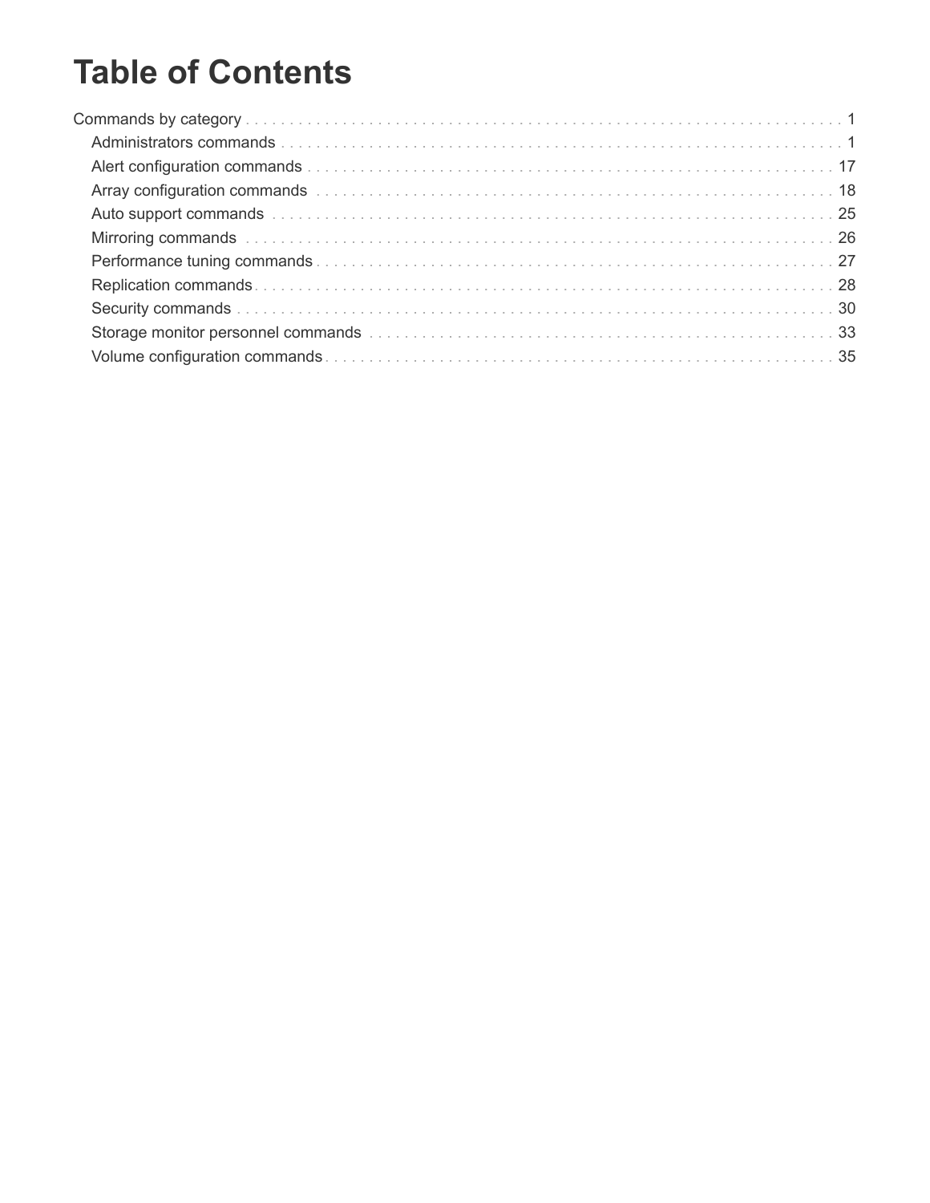# Table of Contents

Commands by category . . . . . . . . . . . . . . . . . . . . . . . . . . . . . . . . . . . . . . . . . . . . . . . . . . . . . . . . . . . . . . . . . 1

- Administrators commands . . . . . . . . . . . . . . . . . . . . . . . . . . . . . . . . . . . . . . . . . . . . . . . . . . . . . . . . . . . . 1
- Alert configuration commands . . . . . . . . . . . . . . . . . . . . . . . . . . . . . . . . . . . . . . . . . . . . . . . . . . . . . . . . 17
- Array configuration commands . . . . . . . . . . . . . . . . . . . . . . . . . . . . . . . . . . . . . . . . . . . . . . . . . . . . . . . 18
- Auto support commands . . . . . . . . . . . . . . . . . . . . . . . . . . . . . . . . . . . . . . . . . . . . . . . . . . . . . . . . . . . . 25
- Mirroring commands . . . . . . . . . . . . . . . . . . . . . . . . . . . . . . . . . . . . . . . . . . . . . . . . . . . . . . . . . . . . . . . 26
- Performance tuning commands . . . . . . . . . . . . . . . . . . . . . . . . . . . . . . . . . . . . . . . . . . . . . . . . . . . . . . . 27
- Replication commands . . . . . . . . . . . . . . . . . . . . . . . . . . . . . . . . . . . . . . . . . . . . . . . . . . . . . . . . . . . . . . 28
- Security commands . . . . . . . . . . . . . . . . . . . . . . . . . . . . . . . . . . . . . . . . . . . . . . . . . . . . . . . . . . . . . . . . 30
- Storage monitor personnel commands . . . . . . . . . . . . . . . . . . . . . . . . . . . . . . . . . . . . . . . . . . . . . . . . . . 33
- Volume configuration commands . . . . . . . . . . . . . . . . . . . . . . . . . . . . . . . . . . . . . . . . . . . . . . . . . . . . . . 35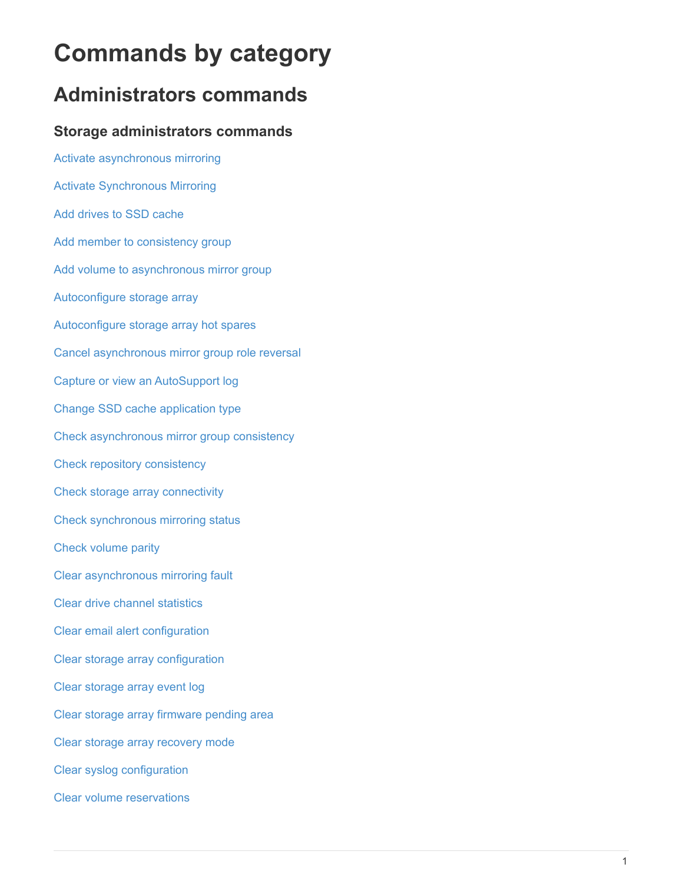# Commands by category

## Administrators commands

### Storage administrators commands

Activate asynchronous mirroring

Activate Synchronous Mirroring

Add drives to SSD cache

Add member to consistency group

Add volume to asynchronous mirror group

Autoconfigure storage array

Autoconfigure storage array hot spares

Cancel asynchronous mirror group role reversal

Capture or view an AutoSupport log

Change SSD cache application type

Check asynchronous mirror group consistency

Check repository consistency

Check storage array connectivity

Check synchronous mirroring status

Check volume parity

Clear asynchronous mirroring fault

Clear drive channel statistics

Clear email alert configuration

Clear storage array configuration

Clear storage array event log

Clear storage array firmware pending area

Clear storage array recovery mode

Clear syslog configuration

Clear volume reservations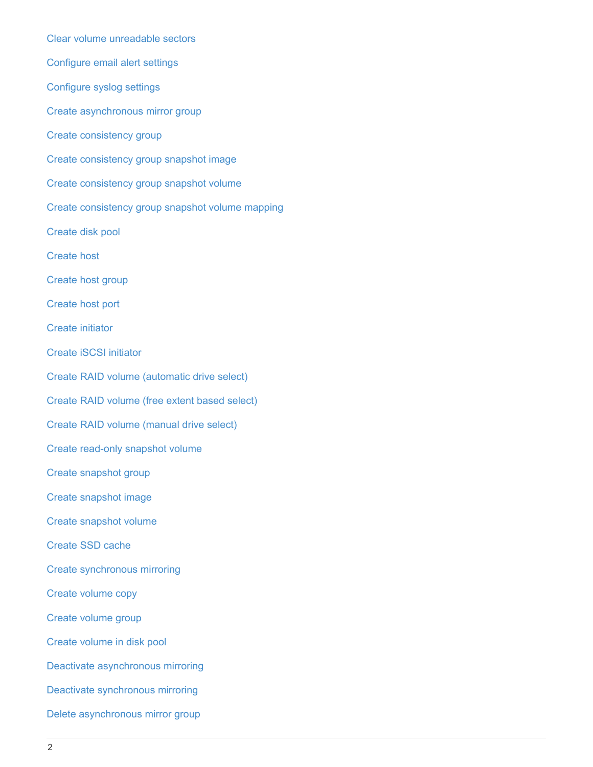Clear volume unreadable sectors

Configure email alert settings

Configure syslog settings

Create asynchronous mirror group

Create consistency group

Create consistency group snapshot image

Create consistency group snapshot volume

Create consistency group snapshot volume mapping

Create disk pool

Create host

Create host group

Create host port

Create initiator

Create iSCSI initiator

Create RAID volume (automatic drive select)

Create RAID volume (free extent based select)

Create RAID volume (manual drive select)

Create read-only snapshot volume

Create snapshot group

Create snapshot image

Create snapshot volume

Create SSD cache

Create synchronous mirroring

Create volume copy

Create volume group

Create volume in disk pool

Deactivate asynchronous mirroring

Deactivate synchronous mirroring

Delete asynchronous mirror group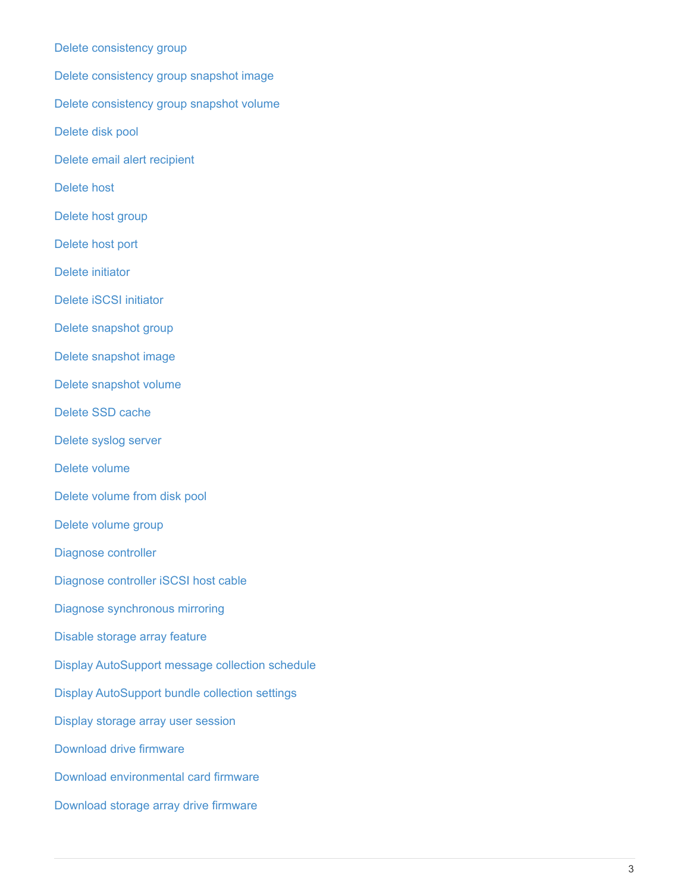Delete consistency group

Delete consistency group snapshot image

Delete consistency group snapshot volume

Delete disk pool

Delete email alert recipient

Delete host

Delete host group

Delete host port

Delete initiator

Delete iSCSI initiator

Delete snapshot group

Delete snapshot image

Delete snapshot volume

Delete SSD cache

Delete syslog server

Delete volume

Delete volume from disk pool

Delete volume group

Diagnose controller

Diagnose controller iSCSI host cable

Diagnose synchronous mirroring

Disable storage array feature

Display AutoSupport message collection schedule

Display AutoSupport bundle collection settings

Display storage array user session

Download drive firmware

Download environmental card firmware

Download storage array drive firmware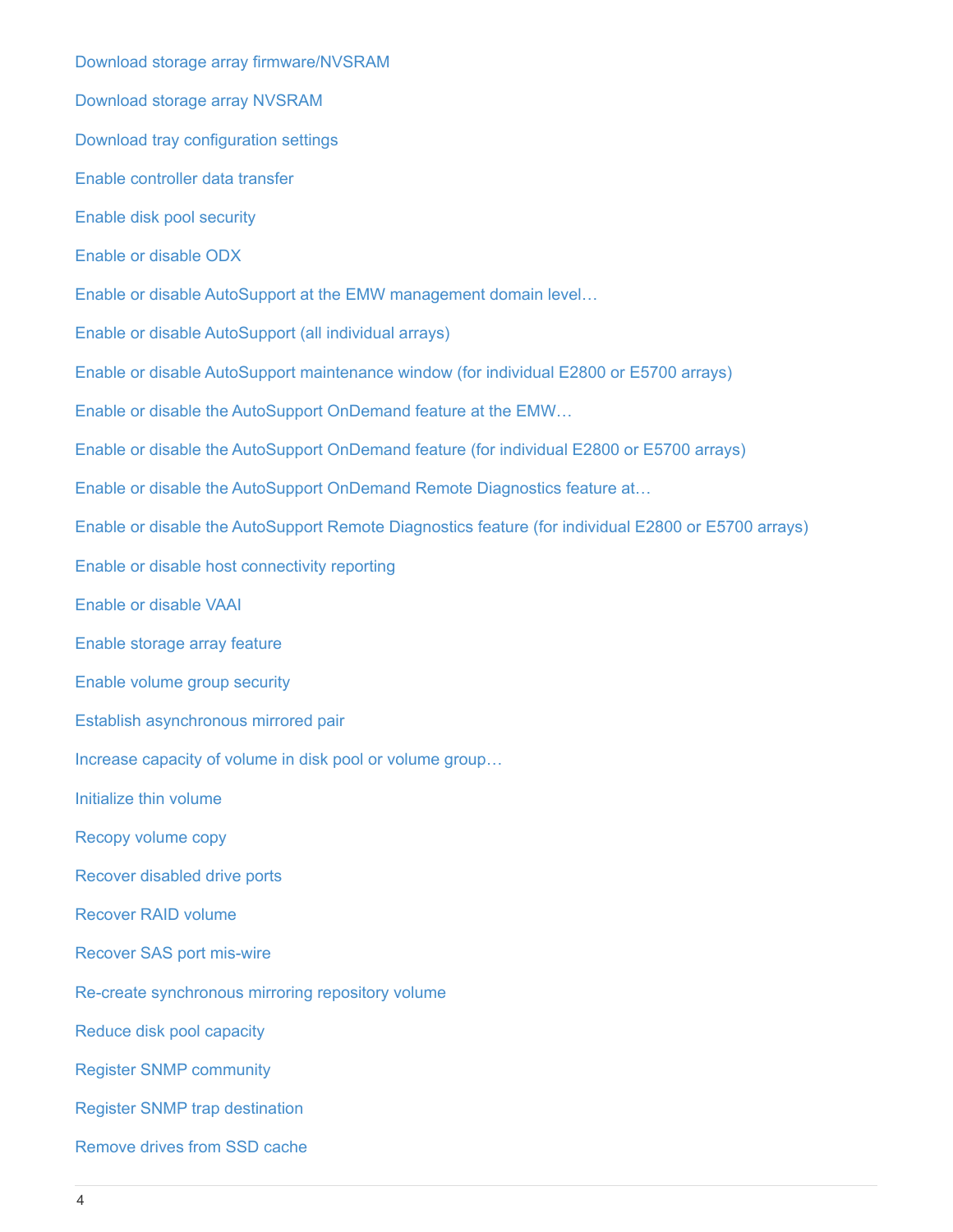Download storage array firmware/NVSRAM

Download storage array NVSRAM

Download tray configuration settings

Enable controller data transfer

Enable disk pool security

Enable or disable ODX

Enable or disable AutoSupport at the EMW management domain level…

Enable or disable AutoSupport (all individual arrays)

Enable or disable AutoSupport maintenance window (for individual E2800 or E5700 arrays)

Enable or disable the AutoSupport OnDemand feature at the EMW…

Enable or disable the AutoSupport OnDemand feature (for individual E2800 or E5700 arrays)

Enable or disable the AutoSupport OnDemand Remote Diagnostics feature at…

Enable or disable the AutoSupport Remote Diagnostics feature (for individual E2800 or E5700 arrays)

Enable or disable host connectivity reporting

Enable or disable VAAI

Enable storage array feature

Enable volume group security

Establish asynchronous mirrored pair

Increase capacity of volume in disk pool or volume group…

Initialize thin volume

Recopy volume copy

Recover disabled drive ports

Recover RAID volume

Recover SAS port mis-wire

Re-create synchronous mirroring repository volume

Reduce disk pool capacity

Register SNMP community

Register SNMP trap destination

Remove drives from SSD cache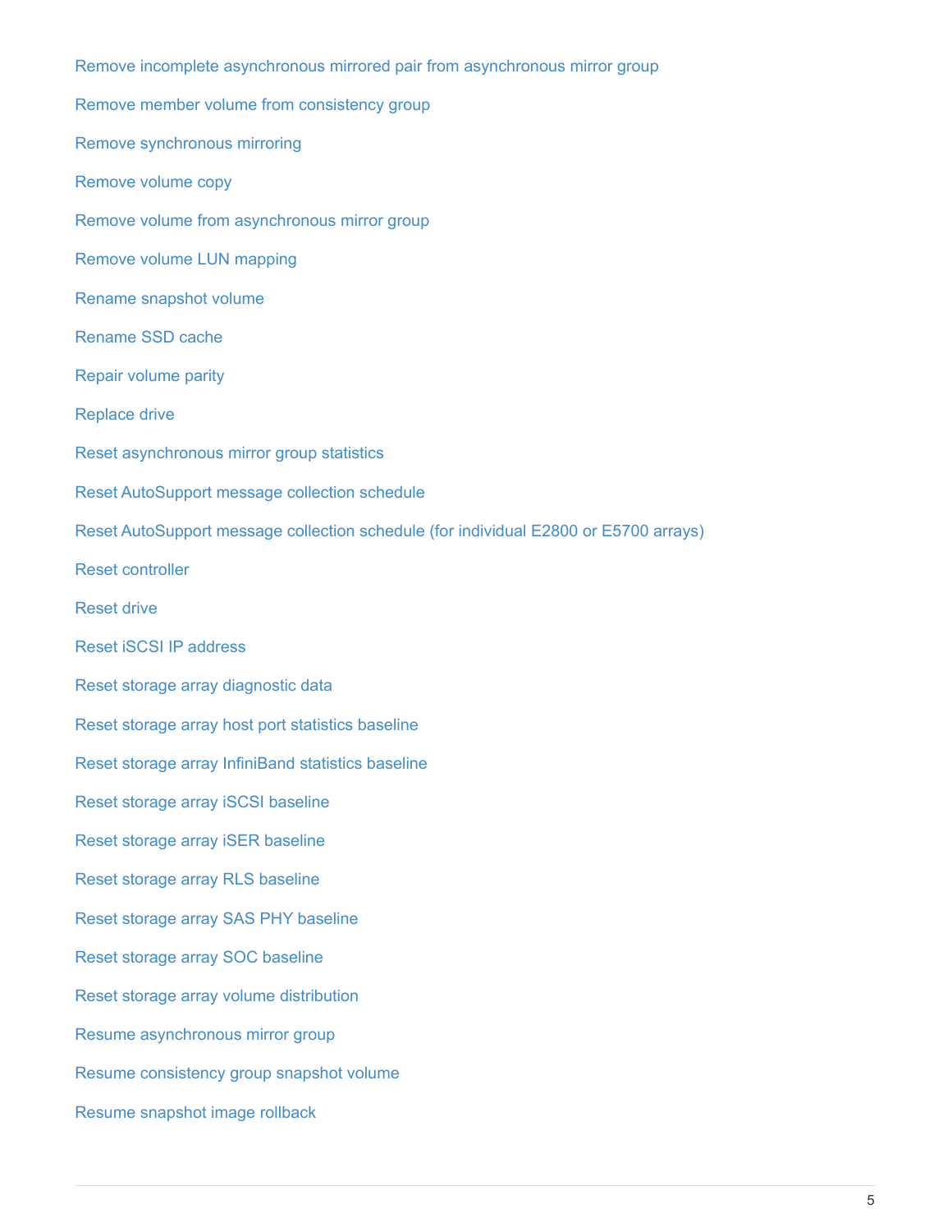Remove incomplete asynchronous mirrored pair from asynchronous mirror group

Remove member volume from consistency group

Remove synchronous mirroring

Remove volume copy

Remove volume from asynchronous mirror group

Remove volume LUN mapping

Rename snapshot volume

Rename SSD cache

Repair volume parity

Replace drive

Reset asynchronous mirror group statistics

Reset AutoSupport message collection schedule

Reset AutoSupport message collection schedule (for individual E2800 or E5700 arrays)

Reset controller

Reset drive

Reset iSCSI IP address

Reset storage array diagnostic data

Reset storage array host port statistics baseline

Reset storage array InfiniBand statistics baseline

Reset storage array iSCSI baseline

Reset storage array iSER baseline

Reset storage array RLS baseline

Reset storage array SAS PHY baseline

Reset storage array SOC baseline

Reset storage array volume distribution

Resume asynchronous mirror group

Resume consistency group snapshot volume

Resume snapshot image rollback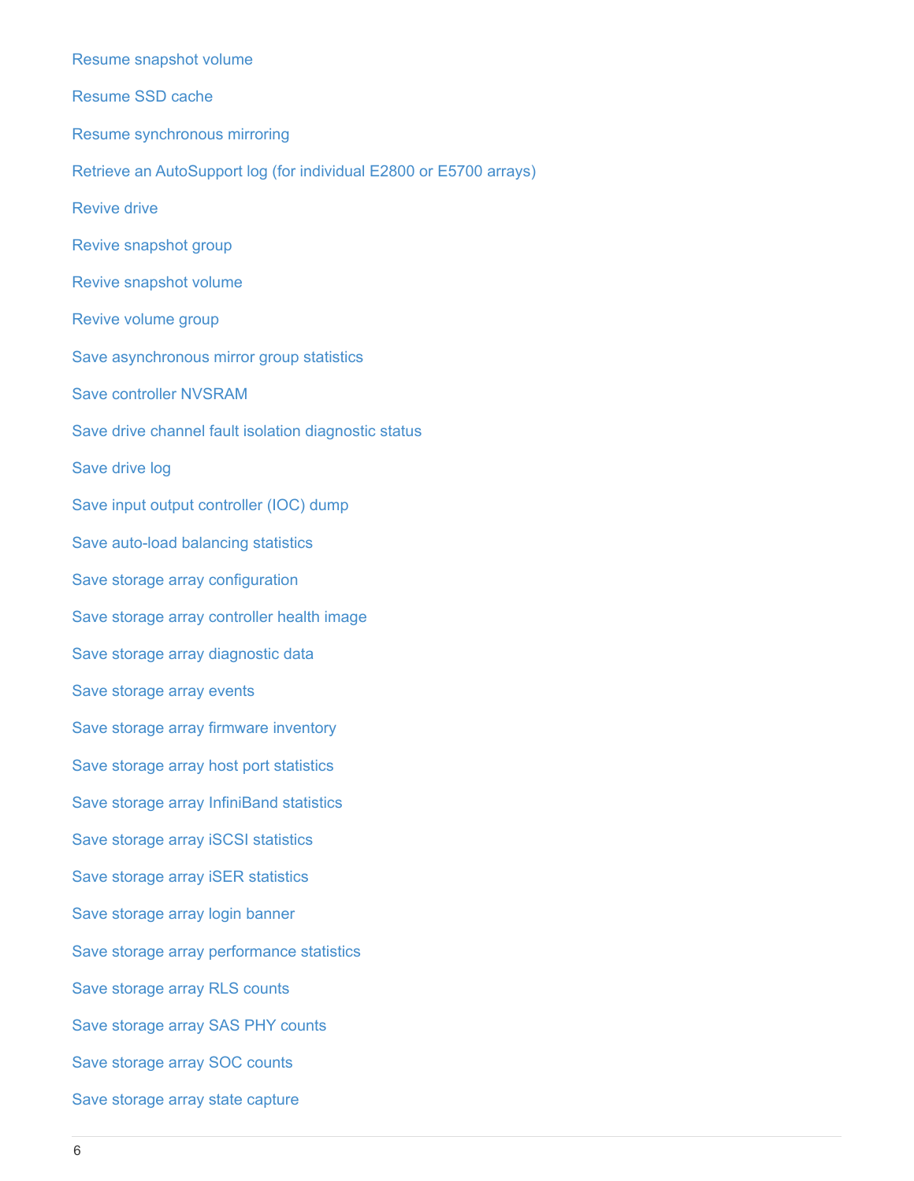Resume snapshot volume

Resume SSD cache

Resume synchronous mirroring

Retrieve an AutoSupport log (for individual E2800 or E5700 arrays)

Revive drive

Revive snapshot group

Revive snapshot volume

Revive volume group

Save asynchronous mirror group statistics

Save controller NVSRAM

Save drive channel fault isolation diagnostic status

Save drive log

Save input output controller (IOC) dump

Save auto-load balancing statistics

Save storage array configuration

Save storage array controller health image

Save storage array diagnostic data

Save storage array events

Save storage array firmware inventory

Save storage array host port statistics

Save storage array InfiniBand statistics

Save storage array iSCSI statistics

Save storage array iSER statistics

Save storage array login banner

Save storage array performance statistics

Save storage array RLS counts

Save storage array SAS PHY counts

Save storage array SOC counts

Save storage array state capture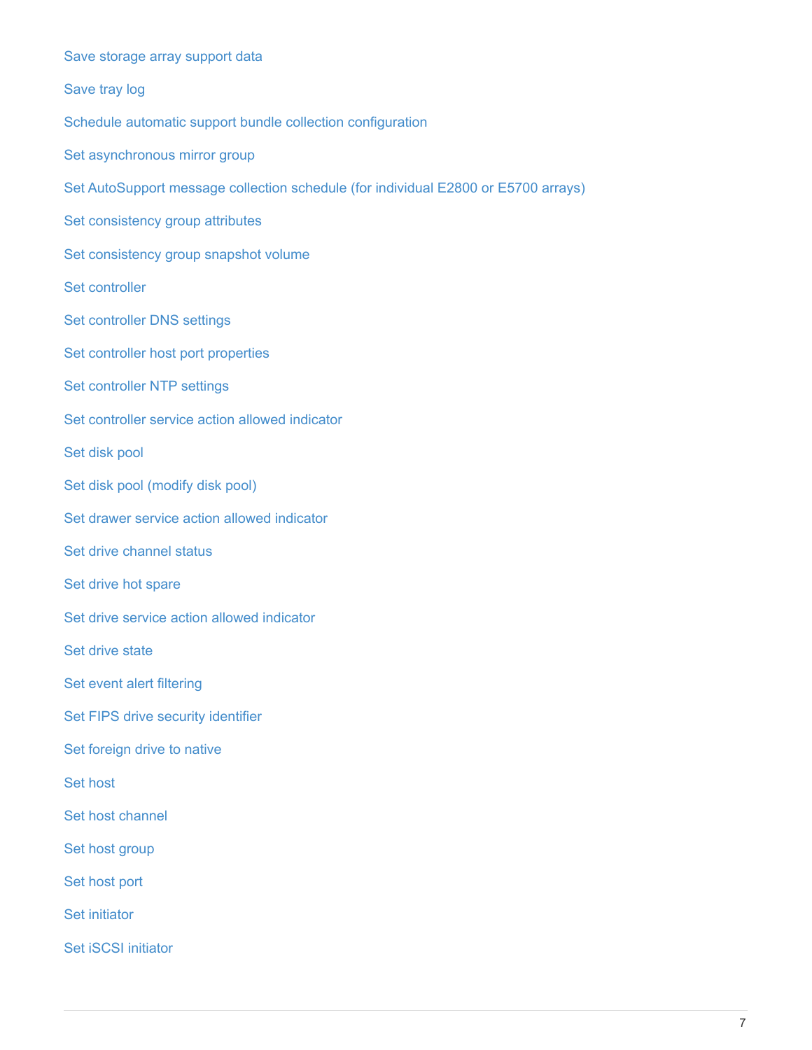Save storage array support data

Save tray log

Schedule automatic support bundle collection configuration

Set asynchronous mirror group

Set AutoSupport message collection schedule (for individual E2800 or E5700 arrays)

Set consistency group attributes

Set consistency group snapshot volume

Set controller

Set controller DNS settings

Set controller host port properties

Set controller NTP settings

Set controller service action allowed indicator

Set disk pool

Set disk pool (modify disk pool)

Set drawer service action allowed indicator

Set drive channel status

Set drive hot spare

Set drive service action allowed indicator

Set drive state

Set event alert filtering

Set FIPS drive security identifier

Set foreign drive to native

Set host

Set host channel

Set host group

Set host port

Set initiator

Set iSCSI initiator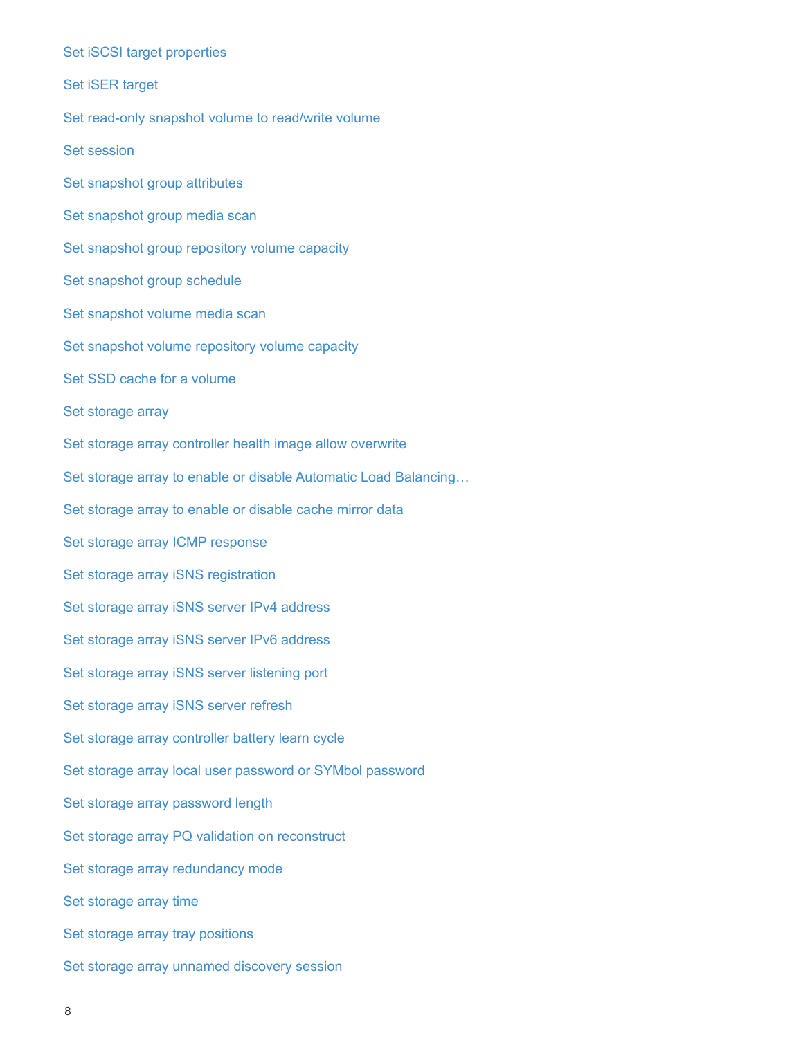Set iSCSI target properties

Set iSER target

Set read-only snapshot volume to read/write volume

Set session

Set snapshot group attributes

Set snapshot group media scan

Set snapshot group repository volume capacity

Set snapshot group schedule

Set snapshot volume media scan

Set snapshot volume repository volume capacity

Set SSD cache for a volume

Set storage array

Set storage array controller health image allow overwrite

Set storage array to enable or disable Automatic Load Balancing…

Set storage array to enable or disable cache mirror data

Set storage array ICMP response

Set storage array iSNS registration

Set storage array iSNS server IPv4 address

Set storage array iSNS server IPv6 address

Set storage array iSNS server listening port

Set storage array iSNS server refresh

Set storage array controller battery learn cycle

Set storage array local user password or SYMbol password

Set storage array password length

Set storage array PQ validation on reconstruct

Set storage array redundancy mode

Set storage array time

Set storage array tray positions

Set storage array unnamed discovery session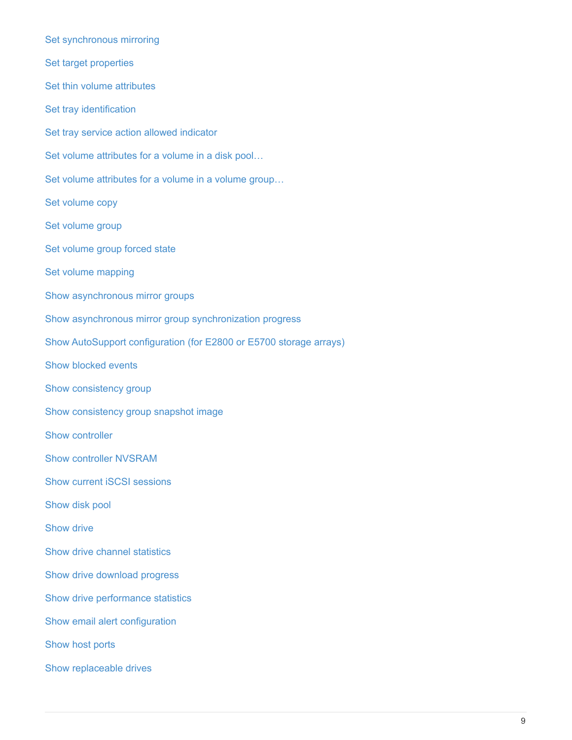Set synchronous mirroring

Set target properties

Set thin volume attributes

Set tray identification

Set tray service action allowed indicator

Set volume attributes for a volume in a disk pool…

Set volume attributes for a volume in a volume group…

Set volume copy

Set volume group

Set volume group forced state

Set volume mapping

Show asynchronous mirror groups

Show asynchronous mirror group synchronization progress

Show AutoSupport configuration (for E2800 or E5700 storage arrays)

Show blocked events

Show consistency group

Show consistency group snapshot image

Show controller

Show controller NVSRAM

Show current iSCSI sessions

Show disk pool

Show drive

Show drive channel statistics

Show drive download progress

Show drive performance statistics

Show email alert configuration

Show host ports

Show replaceable drives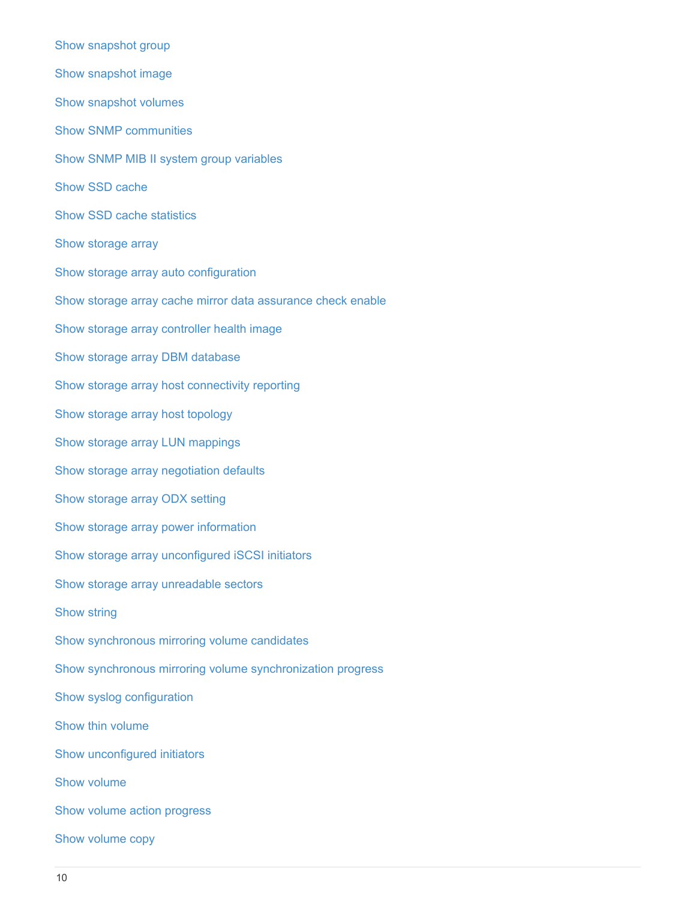Show snapshot group

Show snapshot image

Show snapshot volumes

Show SNMP communities

Show SNMP MIB II system group variables

Show SSD cache

Show SSD cache statistics

Show storage array

Show storage array auto configuration

Show storage array cache mirror data assurance check enable

Show storage array controller health image

Show storage array DBM database

Show storage array host connectivity reporting

Show storage array host topology

Show storage array LUN mappings

Show storage array negotiation defaults

Show storage array ODX setting

Show storage array power information

Show storage array unconfigured iSCSI initiators

Show storage array unreadable sectors

Show string

Show synchronous mirroring volume candidates

Show synchronous mirroring volume synchronization progress

Show syslog configuration

Show thin volume

Show unconfigured initiators

Show volume

Show volume action progress

Show volume copy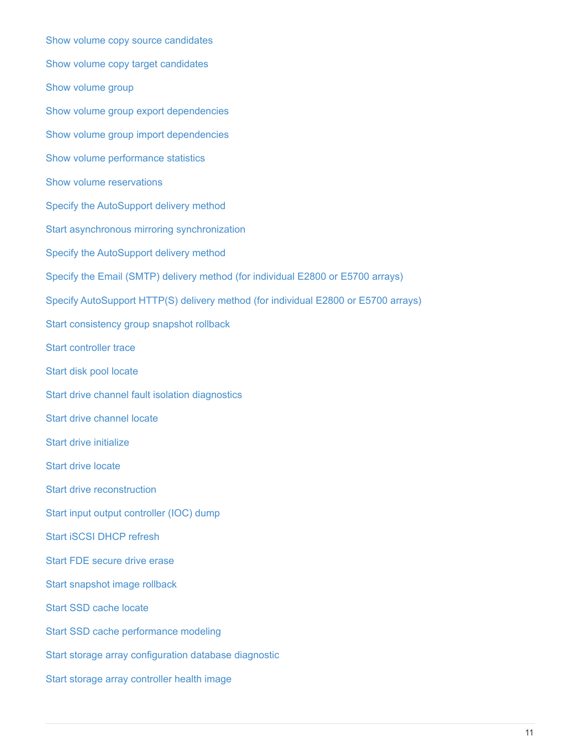Show volume copy source candidates

Show volume copy target candidates

Show volume group

Show volume group export dependencies

Show volume group import dependencies

Show volume performance statistics

Show volume reservations

Specify the AutoSupport delivery method

Start asynchronous mirroring synchronization

Specify the AutoSupport delivery method

Specify the Email (SMTP) delivery method (for individual E2800 or E5700 arrays)

Specify AutoSupport HTTP(S) delivery method (for individual E2800 or E5700 arrays)

Start consistency group snapshot rollback

Start controller trace

Start disk pool locate

Start drive channel fault isolation diagnostics

Start drive channel locate

Start drive initialize

Start drive locate

Start drive reconstruction

Start input output controller (IOC) dump

Start iSCSI DHCP refresh

Start FDE secure drive erase

Start snapshot image rollback

Start SSD cache locate

Start SSD cache performance modeling

Start storage array configuration database diagnostic

Start storage array controller health image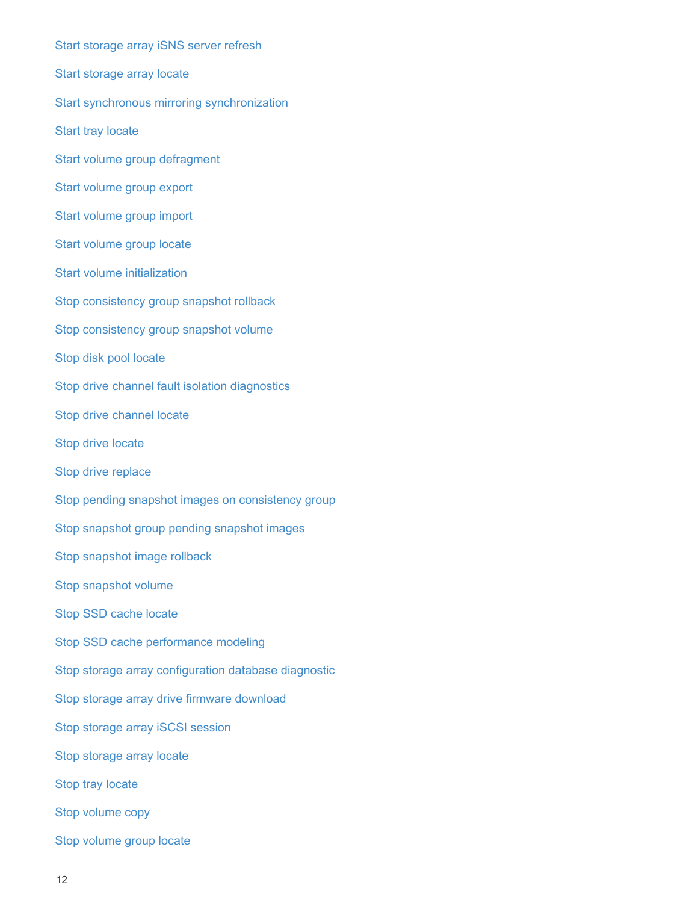Start storage array iSNS server refresh

Start storage array locate

Start synchronous mirroring synchronization

Start tray locate

Start volume group defragment

Start volume group export

Start volume group import

Start volume group locate

Start volume initialization

Stop consistency group snapshot rollback

Stop consistency group snapshot volume

Stop disk pool locate

Stop drive channel fault isolation diagnostics

Stop drive channel locate

Stop drive locate

Stop drive replace

Stop pending snapshot images on consistency group

Stop snapshot group pending snapshot images

Stop snapshot image rollback

Stop snapshot volume

Stop SSD cache locate

Stop SSD cache performance modeling

Stop storage array configuration database diagnostic

Stop storage array drive firmware download

Stop storage array iSCSI session

Stop storage array locate

Stop tray locate

Stop volume copy

Stop volume group locate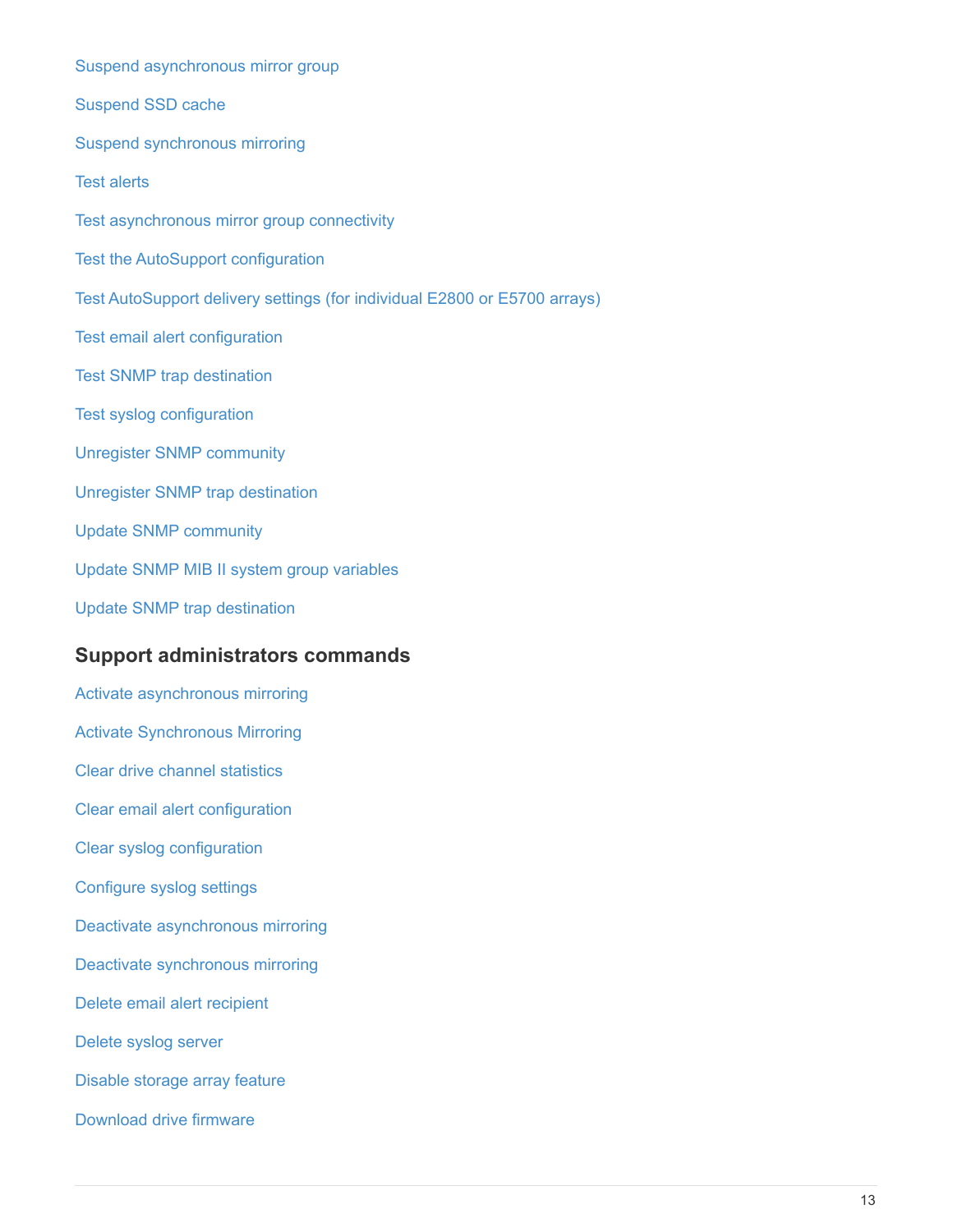Suspend asynchronous mirror group

Suspend SSD cache

Suspend synchronous mirroring

Test alerts

Test asynchronous mirror group connectivity

Test the AutoSupport configuration

Test AutoSupport delivery settings (for individual E2800 or E5700 arrays)

Test email alert configuration

Test SNMP trap destination

Test syslog configuration

Unregister SNMP community

Unregister SNMP trap destination

Update SNMP community

Update SNMP MIB II system group variables

Update SNMP trap destination

## Support administrators commands

Activate asynchronous mirroring

Activate Synchronous Mirroring

Clear drive channel statistics

Clear email alert configuration

Clear syslog configuration

Configure syslog settings

Deactivate asynchronous mirroring

Deactivate synchronous mirroring

Delete email alert recipient

Delete syslog server

Disable storage array feature

Download drive firmware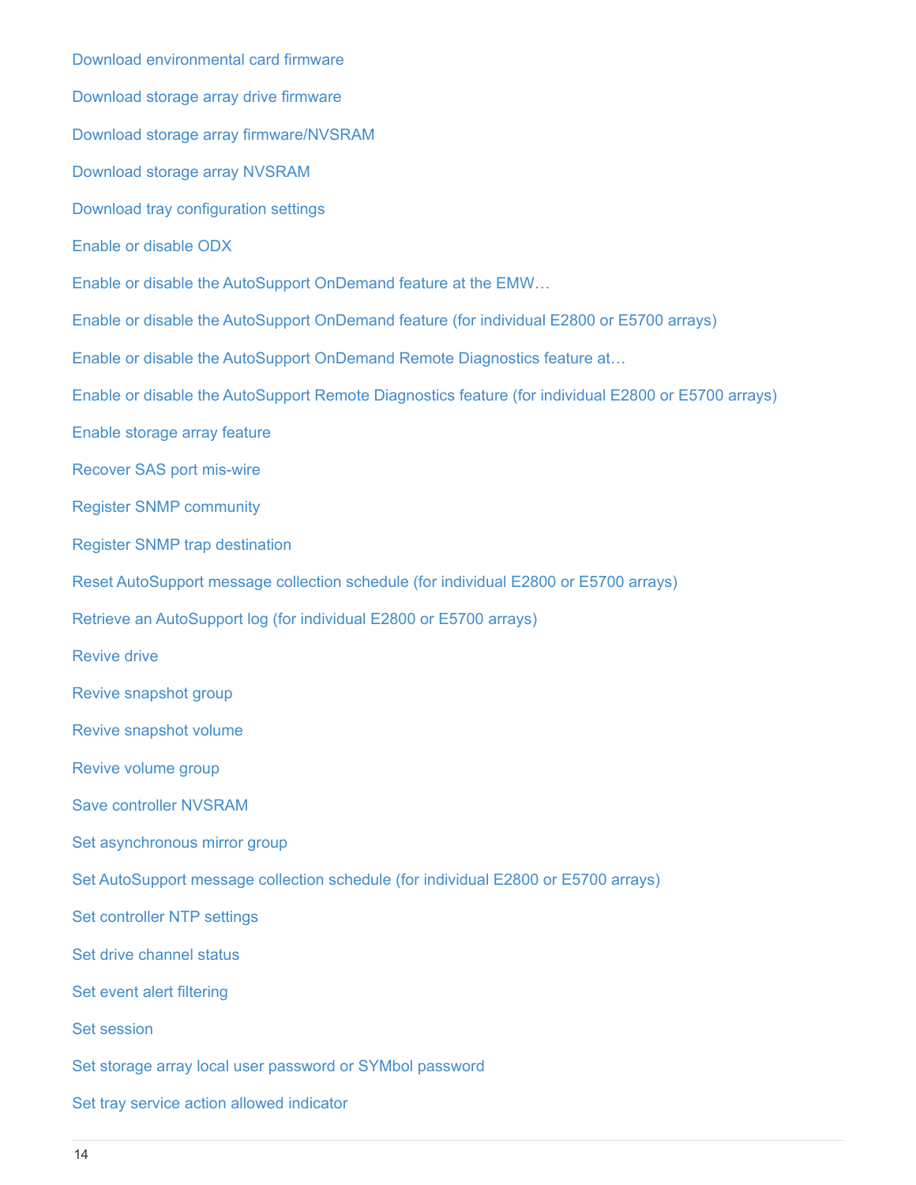Download environmental card firmware

Download storage array drive firmware

Download storage array firmware/NVSRAM

Download storage array NVSRAM

Download tray configuration settings

Enable or disable ODX

Enable or disable the AutoSupport OnDemand feature at the EMW…

Enable or disable the AutoSupport OnDemand feature (for individual E2800 or E5700 arrays)

Enable or disable the AutoSupport OnDemand Remote Diagnostics feature at…

Enable or disable the AutoSupport Remote Diagnostics feature (for individual E2800 or E5700 arrays)

Enable storage array feature

Recover SAS port mis-wire

Register SNMP community

Register SNMP trap destination

Reset AutoSupport message collection schedule (for individual E2800 or E5700 arrays)

Retrieve an AutoSupport log (for individual E2800 or E5700 arrays)

Revive drive

Revive snapshot group

Revive snapshot volume

Revive volume group

Save controller NVSRAM

Set asynchronous mirror group

Set AutoSupport message collection schedule (for individual E2800 or E5700 arrays)

Set controller NTP settings

Set drive channel status

Set event alert filtering

Set session

Set storage array local user password or SYMbol password

Set tray service action allowed indicator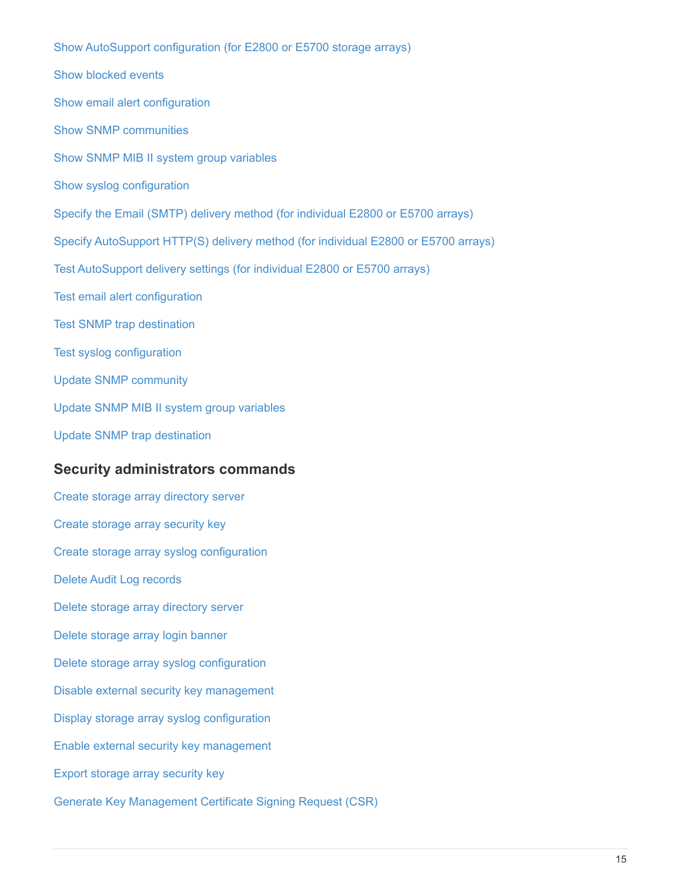Show AutoSupport configuration (for E2800 or E5700 storage arrays)

Show blocked events

Show email alert configuration

Show SNMP communities

Show SNMP MIB II system group variables

Show syslog configuration

Specify the Email (SMTP) delivery method (for individual E2800 or E5700 arrays)

Specify AutoSupport HTTP(S) delivery method (for individual E2800 or E5700 arrays)

Test AutoSupport delivery settings (for individual E2800 or E5700 arrays)

Test email alert configuration

Test SNMP trap destination

Test syslog configuration

Update SNMP community

Update SNMP MIB II system group variables

Update SNMP trap destination

### Security administrators commands

Create storage array directory server

Create storage array security key

Create storage array syslog configuration

Delete Audit Log records

Delete storage array directory server

Delete storage array login banner

Delete storage array syslog configuration

Disable external security key management

Display storage array syslog configuration

Enable external security key management

Export storage array security key

Generate Key Management Certificate Signing Request (CSR)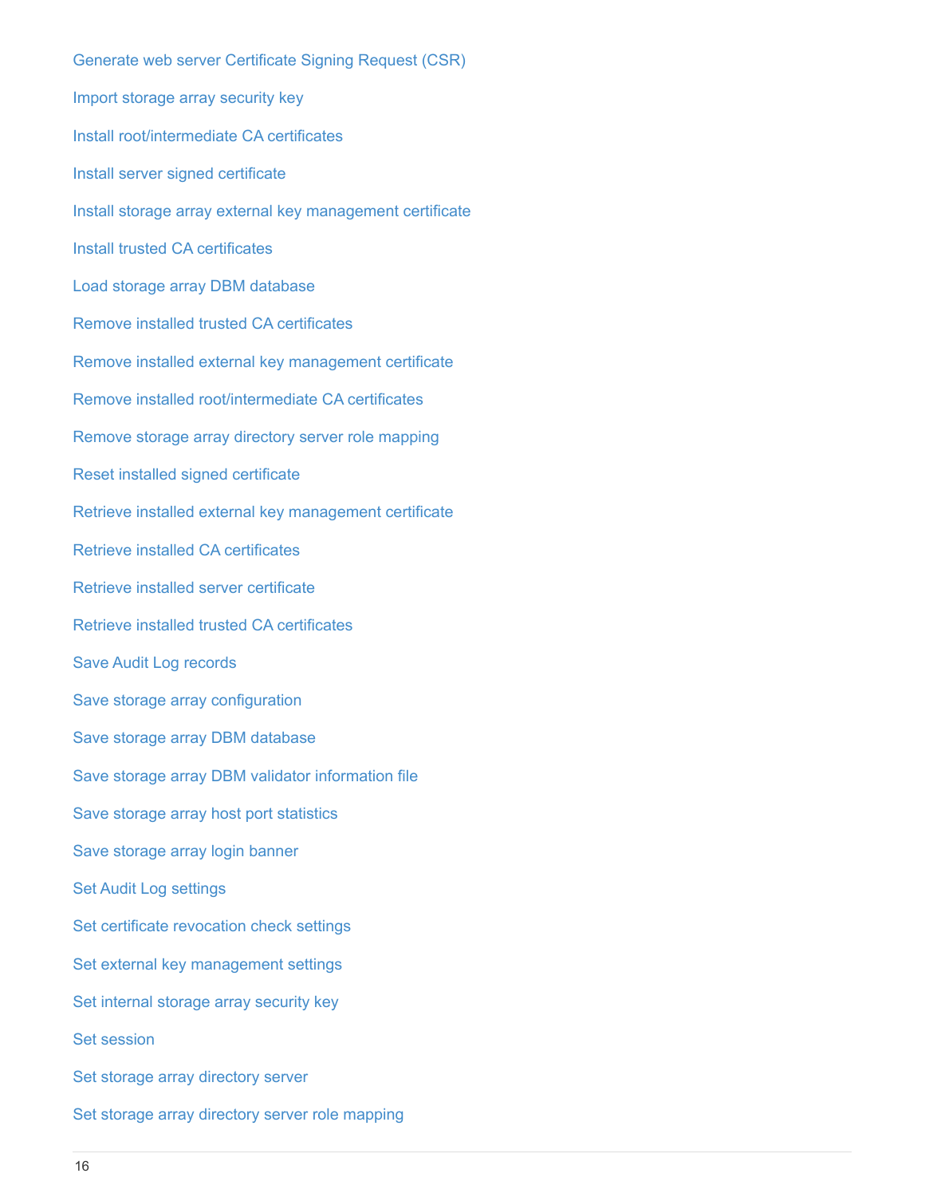Generate web server Certificate Signing Request (CSR)

Import storage array security key

Install root/intermediate CA certificates

Install server signed certificate

Install storage array external key management certificate

Install trusted CA certificates

Load storage array DBM database

Remove installed trusted CA certificates

Remove installed external key management certificate

Remove installed root/intermediate CA certificates

Remove storage array directory server role mapping

Reset installed signed certificate

Retrieve installed external key management certificate

Retrieve installed CA certificates

Retrieve installed server certificate

Retrieve installed trusted CA certificates

Save Audit Log records

Save storage array configuration

Save storage array DBM database

Save storage array DBM validator information file

Save storage array host port statistics

Save storage array login banner

Set Audit Log settings

Set certificate revocation check settings

Set external key management settings

Set internal storage array security key

Set session

Set storage array directory server

Set storage array directory server role mapping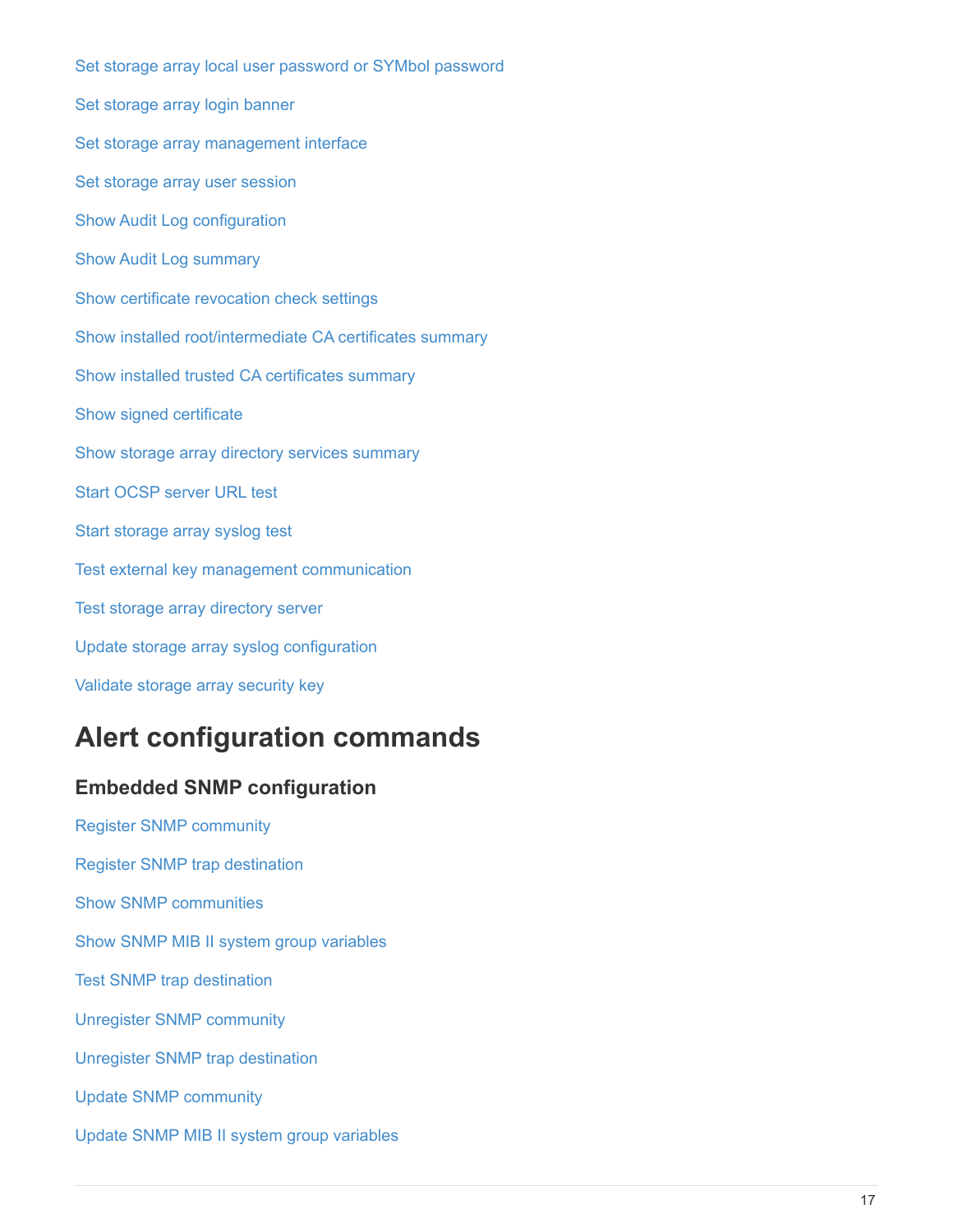Set storage array local user password or SYMbol password

Set storage array login banner

Set storage array management interface

Set storage array user session

Show Audit Log configuration

Show Audit Log summary

Show certificate revocation check settings

Show installed root/intermediate CA certificates summary

Show installed trusted CA certificates summary

Show signed certificate

Show storage array directory services summary

Start OCSP server URL test

Start storage array syslog test

Test external key management communication

Test storage array directory server

Update storage array syslog configuration

Validate storage array security key

# Alert configuration commands

## Embedded SNMP configuration

Register SNMP community

Register SNMP trap destination

Show SNMP communities

Show SNMP MIB II system group variables

Test SNMP trap destination

Unregister SNMP community

Unregister SNMP trap destination

Update SNMP community

Update SNMP MIB II system group variables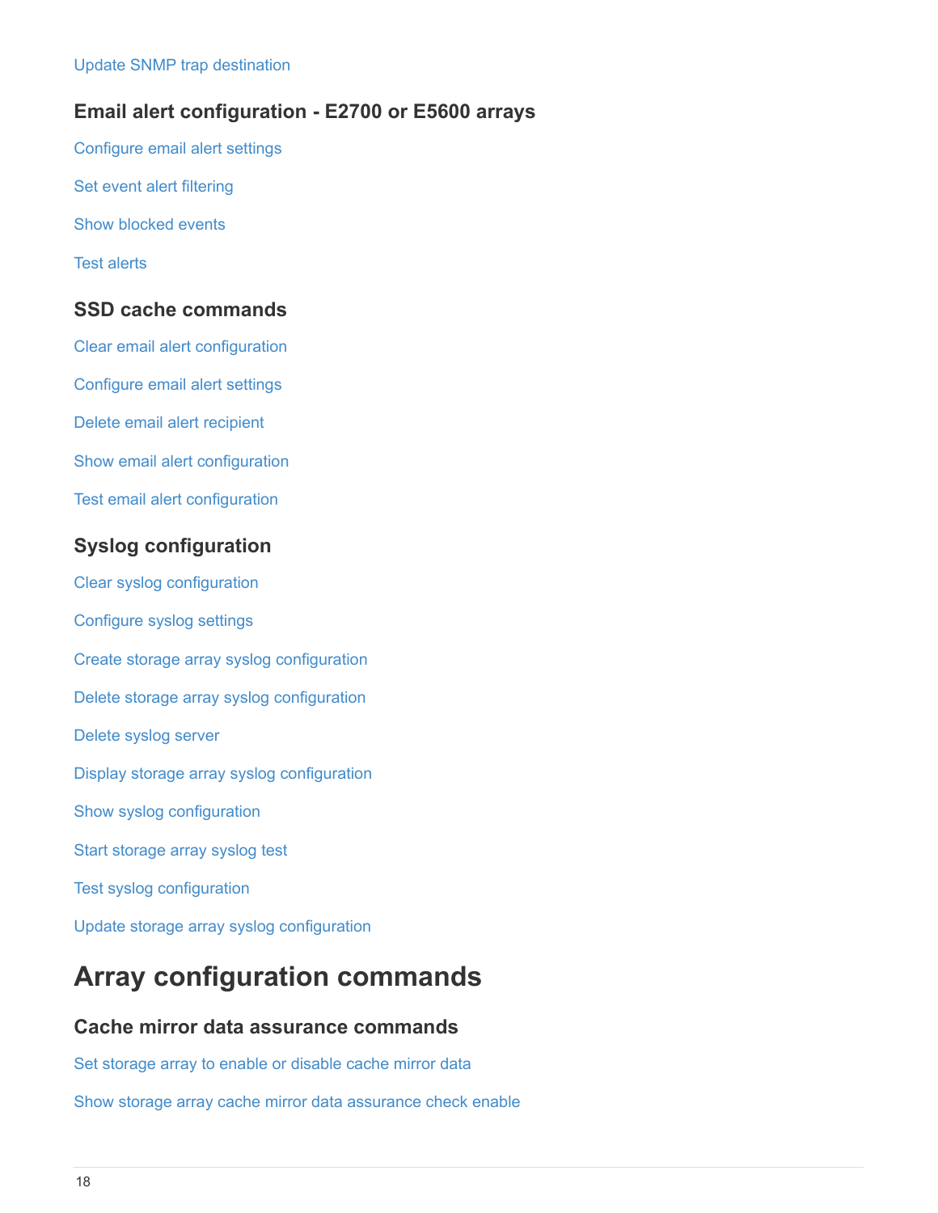Update SNMP trap destination

### Email alert configuration - E2700 or E5600 arrays

Configure email alert settings

Set event alert filtering

Show blocked events

Test alerts

### SSD cache commands

Clear email alert configuration

Configure email alert settings

Delete email alert recipient

Show email alert configuration

Test email alert configuration

### Syslog configuration

Clear syslog configuration

Configure syslog settings

Create storage array syslog configuration

Delete storage array syslog configuration

Delete syslog server

Display storage array syslog configuration

Show syslog configuration

Start storage array syslog test

Test syslog configuration

Update storage array syslog configuration

## Array configuration commands

### Cache mirror data assurance commands

Set storage array to enable or disable cache mirror data

Show storage array cache mirror data assurance check enable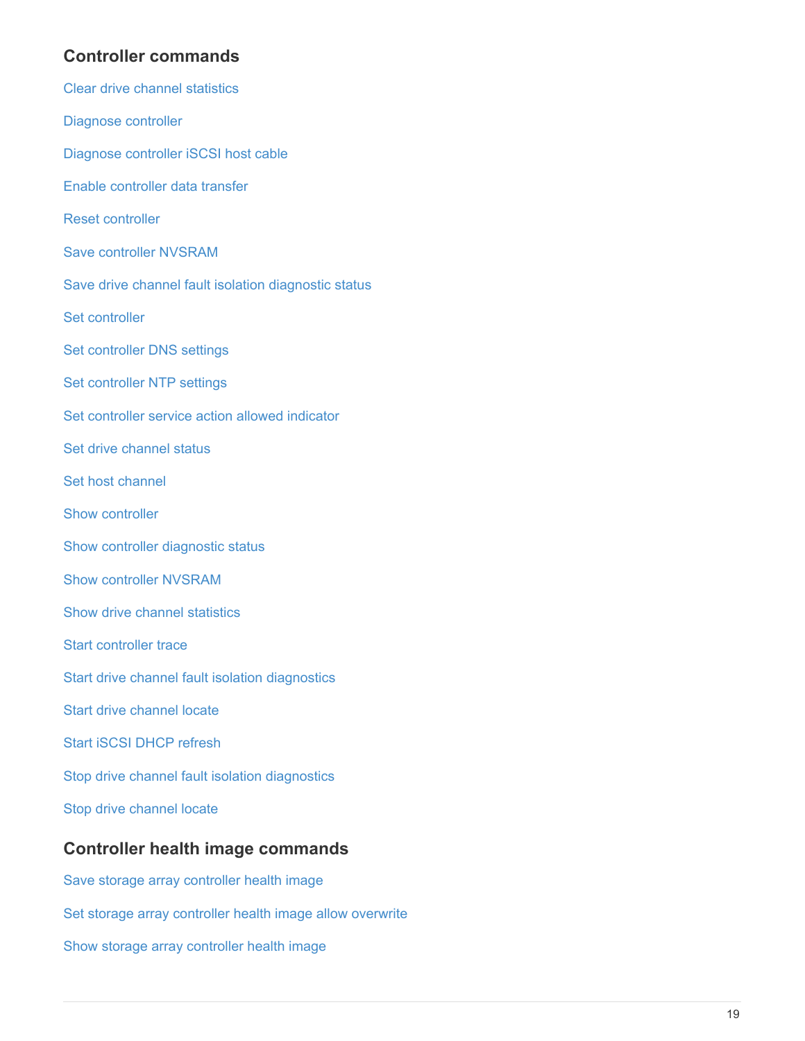## Controller commands

Clear drive channel statistics

Diagnose controller

Diagnose controller iSCSI host cable

Enable controller data transfer

Reset controller

Save controller NVSRAM

Save drive channel fault isolation diagnostic status

Set controller

Set controller DNS settings

Set controller NTP settings

Set controller service action allowed indicator

Set drive channel status

Set host channel

Show controller

Show controller diagnostic status

Show controller NVSRAM

Show drive channel statistics

Start controller trace

Start drive channel fault isolation diagnostics

Start drive channel locate

Start iSCSI DHCP refresh

Stop drive channel fault isolation diagnostics

Stop drive channel locate

## Controller health image commands

Save storage array controller health image

Set storage array controller health image allow overwrite

Show storage array controller health image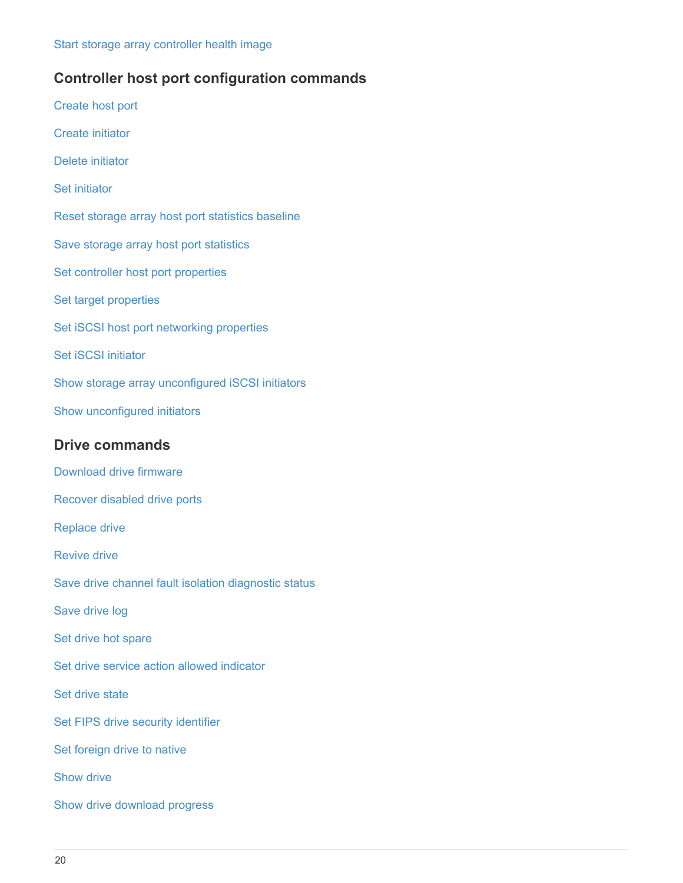Start storage array controller health image

## Controller host port configuration commands

Create host port

Create initiator

Delete initiator

Set initiator

Reset storage array host port statistics baseline

Save storage array host port statistics

Set controller host port properties

Set target properties

Set iSCSI host port networking properties

Set iSCSI initiator

Show storage array unconfigured iSCSI initiators

Show unconfigured initiators

## Drive commands

Download drive firmware

Recover disabled drive ports

Replace drive

Revive drive

Save drive channel fault isolation diagnostic status

Save drive log

Set drive hot spare

Set drive service action allowed indicator

Set drive state

Set FIPS drive security identifier

Set foreign drive to native

Show drive

Show drive download progress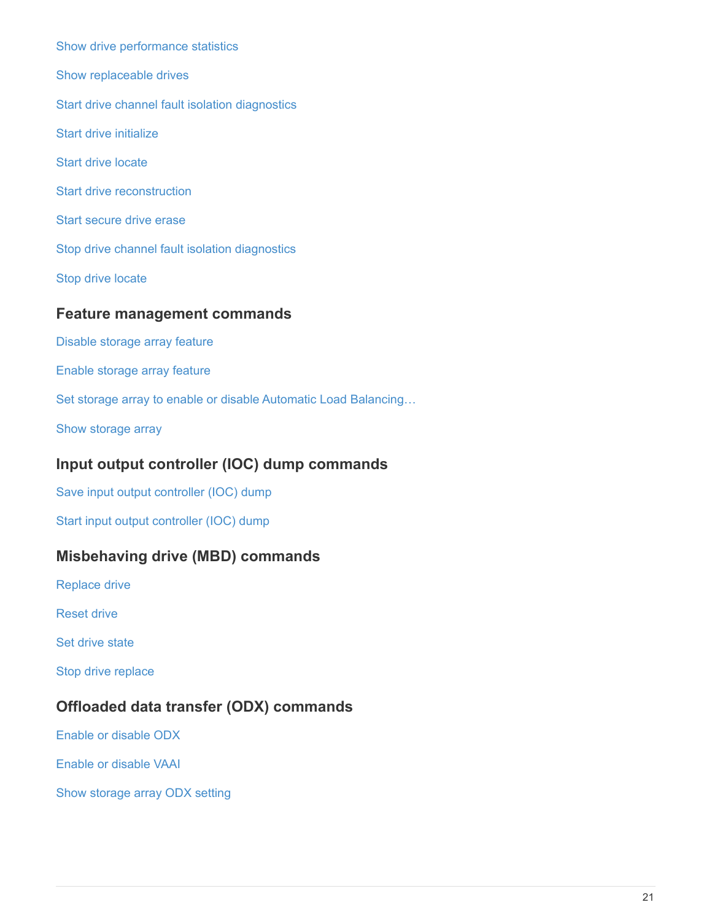Show drive performance statistics

Show replaceable drives

Start drive channel fault isolation diagnostics

Start drive initialize

Start drive locate

Start drive reconstruction

Start secure drive erase

Stop drive channel fault isolation diagnostics

Stop drive locate

## Feature management commands

Disable storage array feature

Enable storage array feature

Set storage array to enable or disable Automatic Load Balancing…

Show storage array

## Input output controller (IOC) dump commands

Save input output controller (IOC) dump

Start input output controller (IOC) dump

## Misbehaving drive (MBD) commands

Replace drive

Reset drive

Set drive state

Stop drive replace

## Offloaded data transfer (ODX) commands

Enable or disable ODX

Enable or disable VAAI

Show storage array ODX setting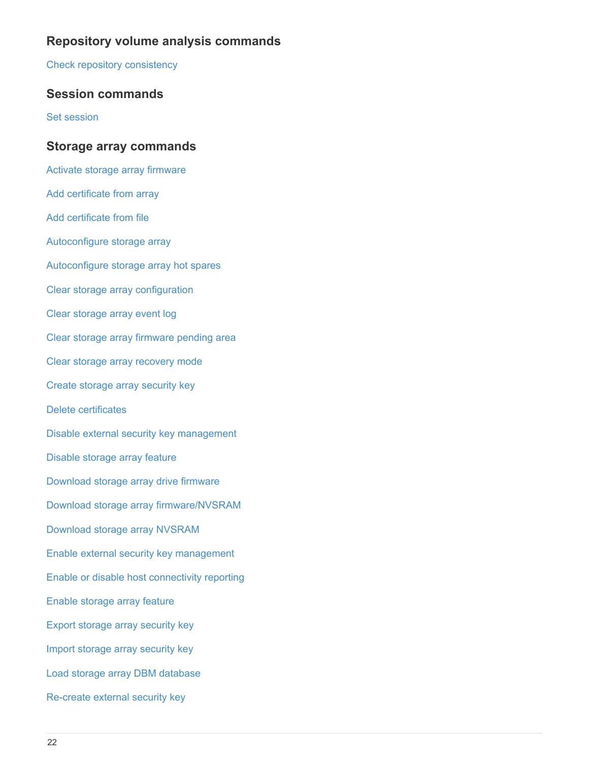### Repository volume analysis commands

Check repository consistency

### Session commands

Set session

### Storage array commands

Activate storage array firmware

Add certificate from array

Add certificate from file

Autoconfigure storage array

Autoconfigure storage array hot spares

Clear storage array configuration

Clear storage array event log

Clear storage array firmware pending area

Clear storage array recovery mode

Create storage array security key

Delete certificates

Disable external security key management

Disable storage array feature

Download storage array drive firmware

Download storage array firmware/NVSRAM

Download storage array NVSRAM

Enable external security key management

Enable or disable host connectivity reporting

Enable storage array feature

Export storage array security key

Import storage array security key

Load storage array DBM database

Re-create external security key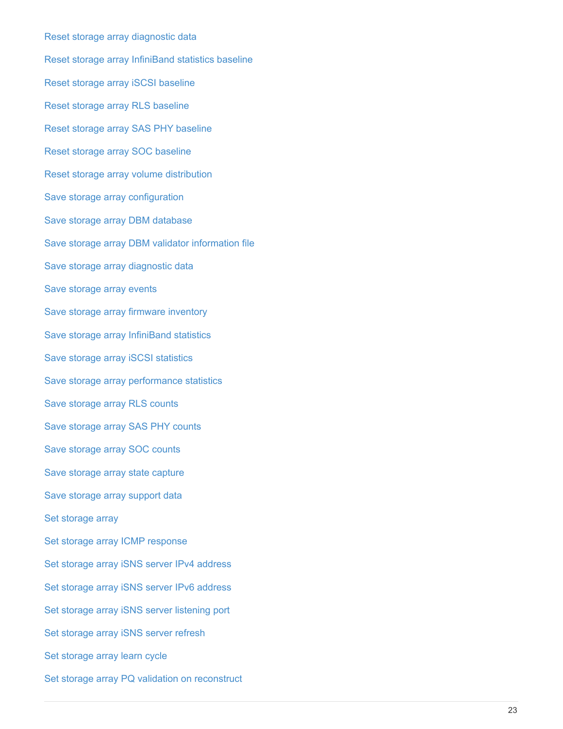Reset storage array diagnostic data

Reset storage array InfiniBand statistics baseline

Reset storage array iSCSI baseline

Reset storage array RLS baseline

Reset storage array SAS PHY baseline

Reset storage array SOC baseline

Reset storage array volume distribution

Save storage array configuration

Save storage array DBM database

Save storage array DBM validator information file

Save storage array diagnostic data

Save storage array events

Save storage array firmware inventory

Save storage array InfiniBand statistics

Save storage array iSCSI statistics

Save storage array performance statistics

Save storage array RLS counts

Save storage array SAS PHY counts

Save storage array SOC counts

Save storage array state capture

Save storage array support data

Set storage array

Set storage array ICMP response

Set storage array iSNS server IPv4 address

Set storage array iSNS server IPv6 address

Set storage array iSNS server listening port

Set storage array iSNS server refresh

Set storage array learn cycle

Set storage array PQ validation on reconstruct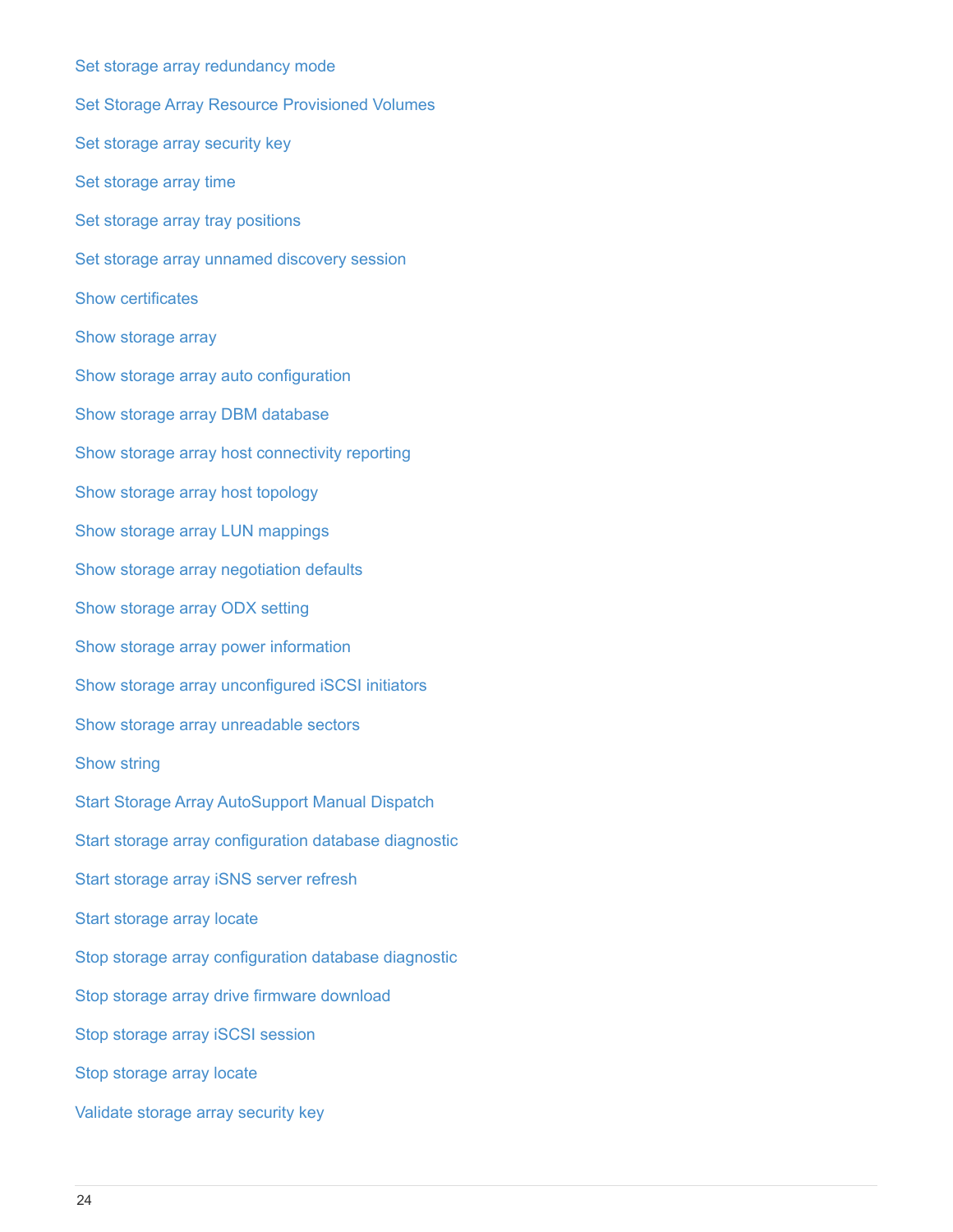Set storage array redundancy mode

Set Storage Array Resource Provisioned Volumes

Set storage array security key

Set storage array time

Set storage array tray positions

Set storage array unnamed discovery session

Show certificates

Show storage array

Show storage array auto configuration

Show storage array DBM database

Show storage array host connectivity reporting

Show storage array host topology

Show storage array LUN mappings

Show storage array negotiation defaults

Show storage array ODX setting

Show storage array power information

Show storage array unconfigured iSCSI initiators

Show storage array unreadable sectors

Show string

Start Storage Array AutoSupport Manual Dispatch

Start storage array configuration database diagnostic

Start storage array iSNS server refresh

Start storage array locate

Stop storage array configuration database diagnostic

Stop storage array drive firmware download

Stop storage array iSCSI session

Stop storage array locate

Validate storage array security key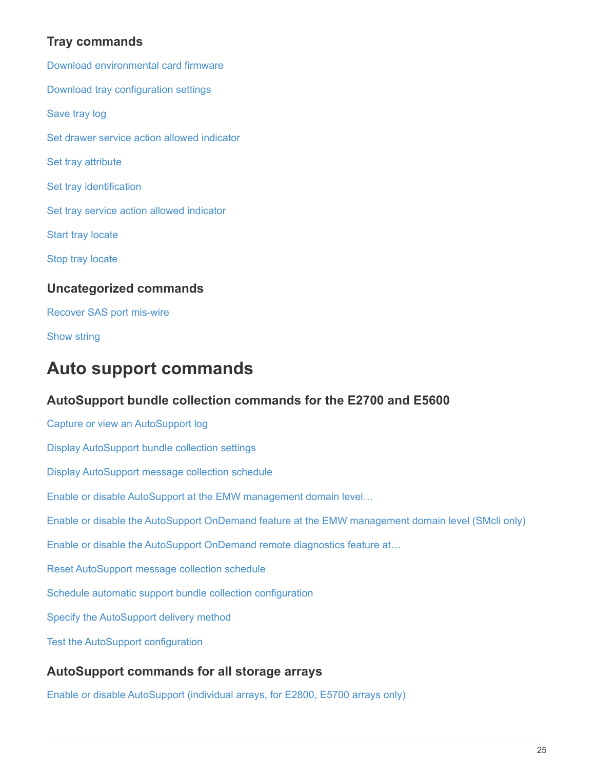### Tray commands

Download environmental card firmware

Download tray configuration settings

Save tray log

Set drawer service action allowed indicator

Set tray attribute

Set tray identification

Set tray service action allowed indicator

Start tray locate

Stop tray locate

### Uncategorized commands

Recover SAS port mis-wire

Show string

## Auto support commands

### AutoSupport bundle collection commands for the E2700 and E5600

Capture or view an AutoSupport log

Display AutoSupport bundle collection settings

Display AutoSupport message collection schedule

Enable or disable AutoSupport at the EMW management domain level…

Enable or disable the AutoSupport OnDemand feature at the EMW management domain level (SMcli only)

Enable or disable the AutoSupport OnDemand remote diagnostics feature at…

Reset AutoSupport message collection schedule

Schedule automatic support bundle collection configuration

Specify the AutoSupport delivery method

Test the AutoSupport configuration

### AutoSupport commands for all storage arrays

Enable or disable AutoSupport (individual arrays, for E2800, E5700 arrays only)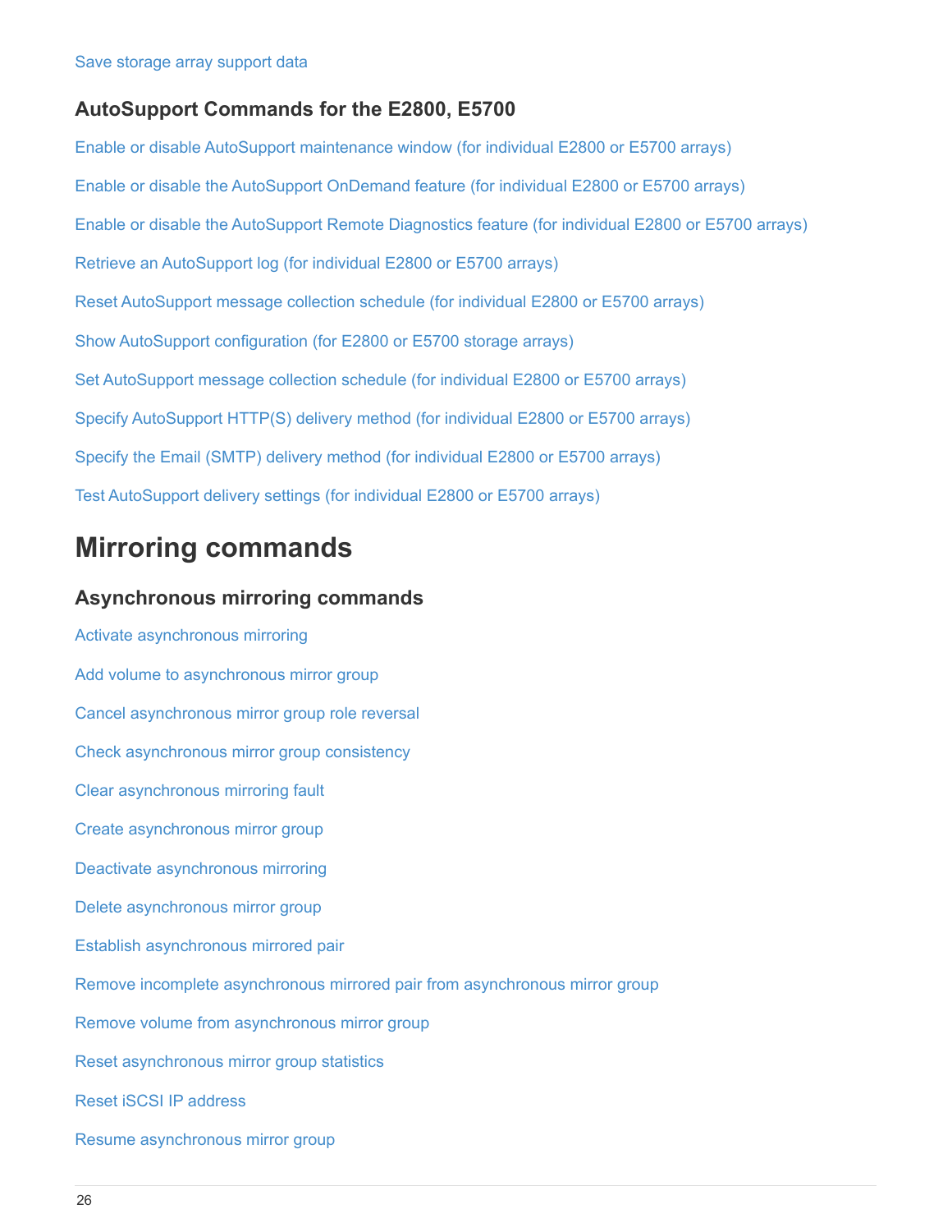Save storage array support data

### AutoSupport Commands for the E2800, E5700

Enable or disable AutoSupport maintenance window (for individual E2800 or E5700 arrays)

Enable or disable the AutoSupport OnDemand feature (for individual E2800 or E5700 arrays)

Enable or disable the AutoSupport Remote Diagnostics feature (for individual E2800 or E5700 arrays)

Retrieve an AutoSupport log (for individual E2800 or E5700 arrays)

Reset AutoSupport message collection schedule (for individual E2800 or E5700 arrays)

Show AutoSupport configuration (for E2800 or E5700 storage arrays)

Set AutoSupport message collection schedule (for individual E2800 or E5700 arrays)

Specify AutoSupport HTTP(S) delivery method (for individual E2800 or E5700 arrays)

Specify the Email (SMTP) delivery method (for individual E2800 or E5700 arrays)

Test AutoSupport delivery settings (for individual E2800 or E5700 arrays)

## Mirroring commands

### Asynchronous mirroring commands

Activate asynchronous mirroring

Add volume to asynchronous mirror group

Cancel asynchronous mirror group role reversal

Check asynchronous mirror group consistency

Clear asynchronous mirroring fault

Create asynchronous mirror group

Deactivate asynchronous mirroring

Delete asynchronous mirror group

Establish asynchronous mirrored pair

Remove incomplete asynchronous mirrored pair from asynchronous mirror group

Remove volume from asynchronous mirror group

Reset asynchronous mirror group statistics

Reset iSCSI IP address

Resume asynchronous mirror group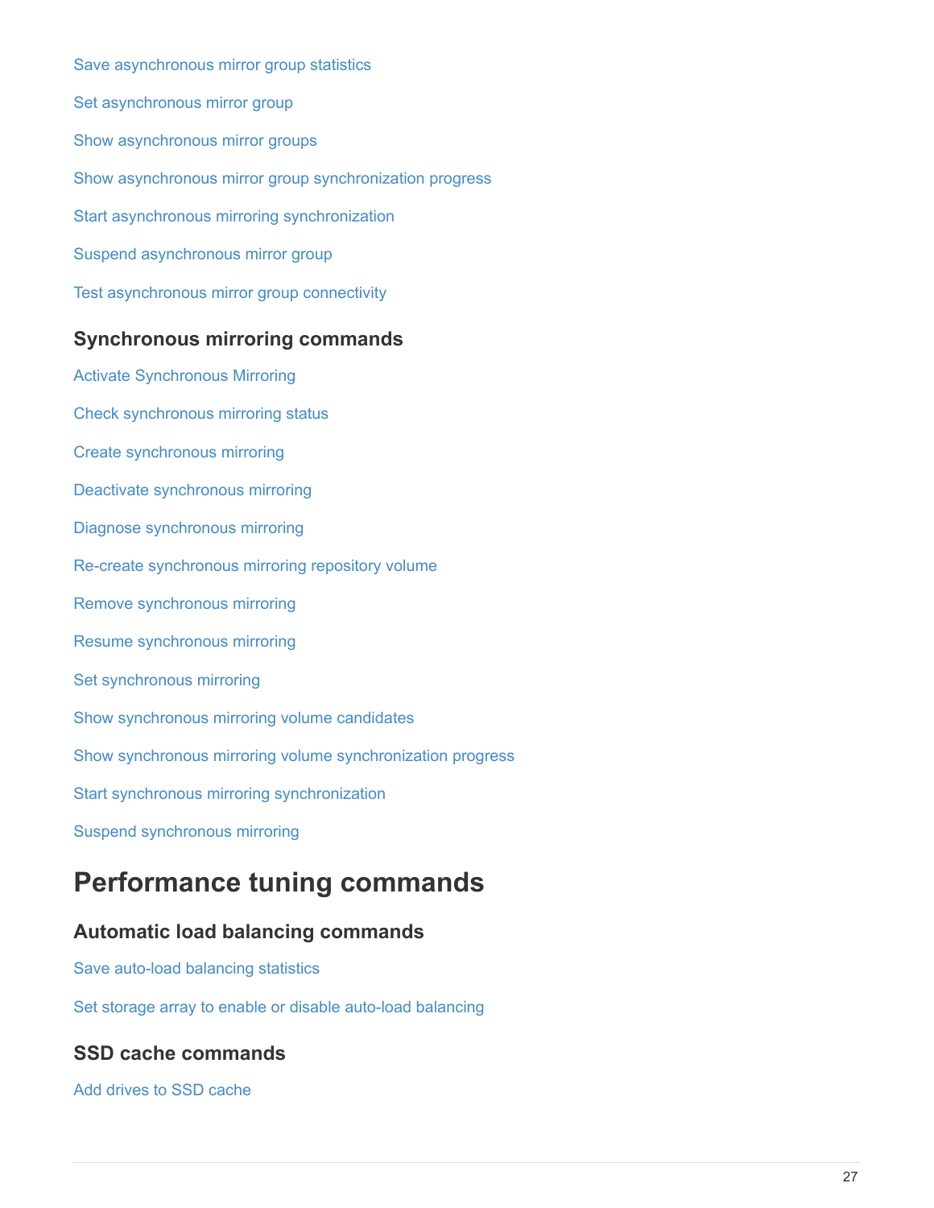Save asynchronous mirror group statistics

Set asynchronous mirror group

Show asynchronous mirror groups

Show asynchronous mirror group synchronization progress

Start asynchronous mirroring synchronization

Suspend asynchronous mirror group

Test asynchronous mirror group connectivity

### Synchronous mirroring commands

Activate Synchronous Mirroring

Check synchronous mirroring status

Create synchronous mirroring

Deactivate synchronous mirroring

Diagnose synchronous mirroring

Re-create synchronous mirroring repository volume

Remove synchronous mirroring

Resume synchronous mirroring

Set synchronous mirroring

Show synchronous mirroring volume candidates

Show synchronous mirroring volume synchronization progress

Start synchronous mirroring synchronization

Suspend synchronous mirroring

## Performance tuning commands

### Automatic load balancing commands

Save auto-load balancing statistics

Set storage array to enable or disable auto-load balancing

### SSD cache commands

Add drives to SSD cache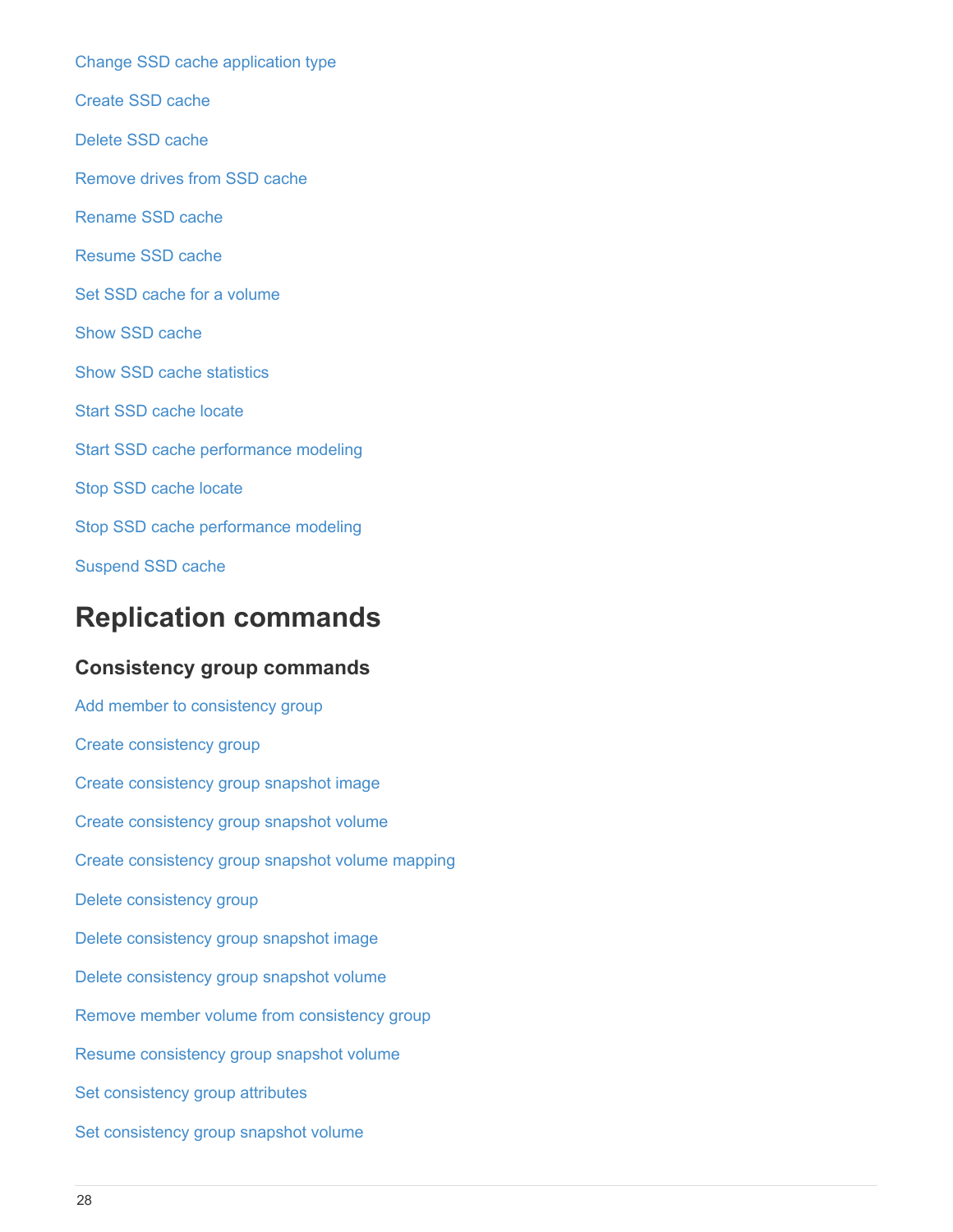Change SSD cache application type

Create SSD cache

Delete SSD cache

Remove drives from SSD cache

Rename SSD cache

Resume SSD cache

Set SSD cache for a volume

Show SSD cache

Show SSD cache statistics

Start SSD cache locate

Start SSD cache performance modeling

Stop SSD cache locate

Stop SSD cache performance modeling

Suspend SSD cache

# Replication commands

## Consistency group commands

Add member to consistency group

Create consistency group

Create consistency group snapshot image

Create consistency group snapshot volume

Create consistency group snapshot volume mapping

Delete consistency group

Delete consistency group snapshot image

Delete consistency group snapshot volume

Remove member volume from consistency group

Resume consistency group snapshot volume

Set consistency group attributes

Set consistency group snapshot volume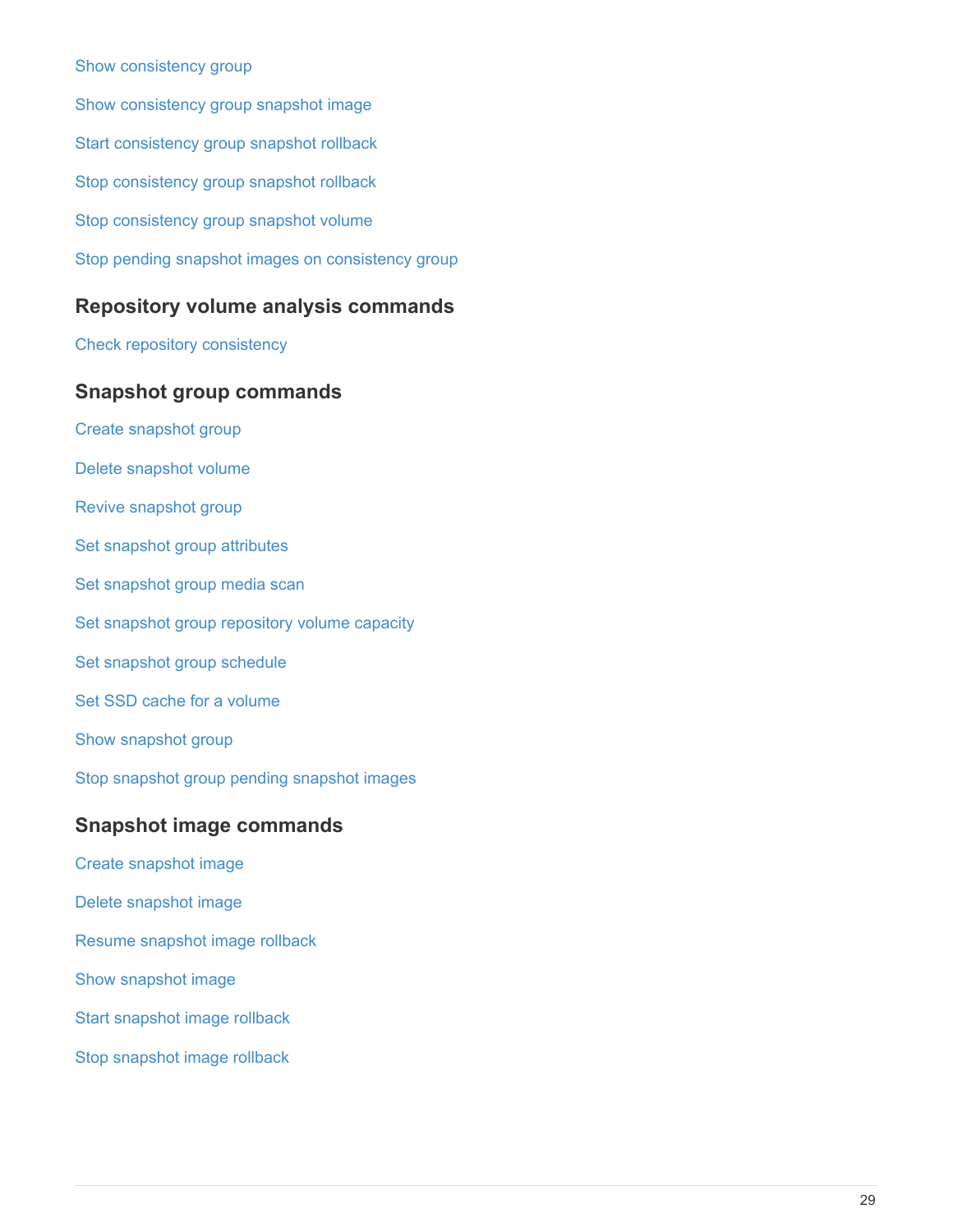Show consistency group

Show consistency group snapshot image

Start consistency group snapshot rollback

Stop consistency group snapshot rollback

Stop consistency group snapshot volume

Stop pending snapshot images on consistency group

### Repository volume analysis commands

Check repository consistency

### Snapshot group commands

Create snapshot group

Delete snapshot volume

Revive snapshot group

Set snapshot group attributes

Set snapshot group media scan

Set snapshot group repository volume capacity

Set snapshot group schedule

Set SSD cache for a volume

Show snapshot group

Stop snapshot group pending snapshot images

### Snapshot image commands

Create snapshot image

Delete snapshot image

Resume snapshot image rollback

Show snapshot image

Start snapshot image rollback

Stop snapshot image rollback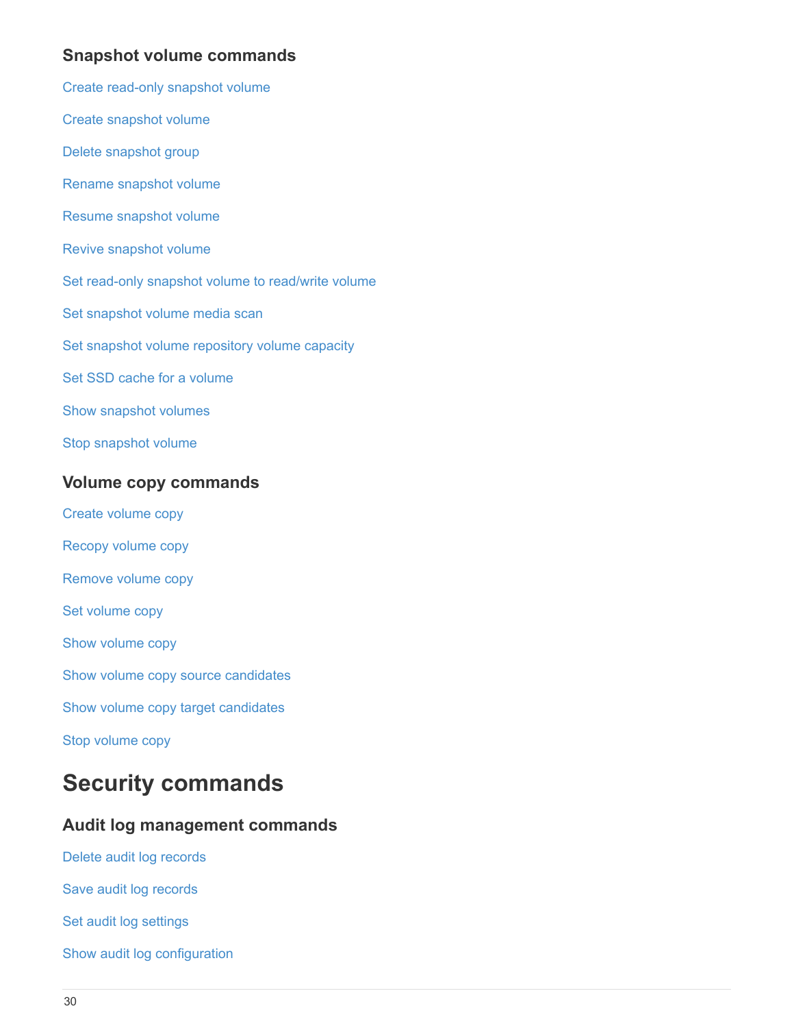### Snapshot volume commands

Create read-only snapshot volume

Create snapshot volume

Delete snapshot group

Rename snapshot volume

Resume snapshot volume

Revive snapshot volume

Set read-only snapshot volume to read/write volume

Set snapshot volume media scan

Set snapshot volume repository volume capacity

Set SSD cache for a volume

Show snapshot volumes

Stop snapshot volume

### Volume copy commands

Create volume copy

Recopy volume copy

Remove volume copy

Set volume copy

Show volume copy

Show volume copy source candidates

Show volume copy target candidates

Stop volume copy

## Security commands

### Audit log management commands

Delete audit log records

Save audit log records

Set audit log settings

Show audit log configuration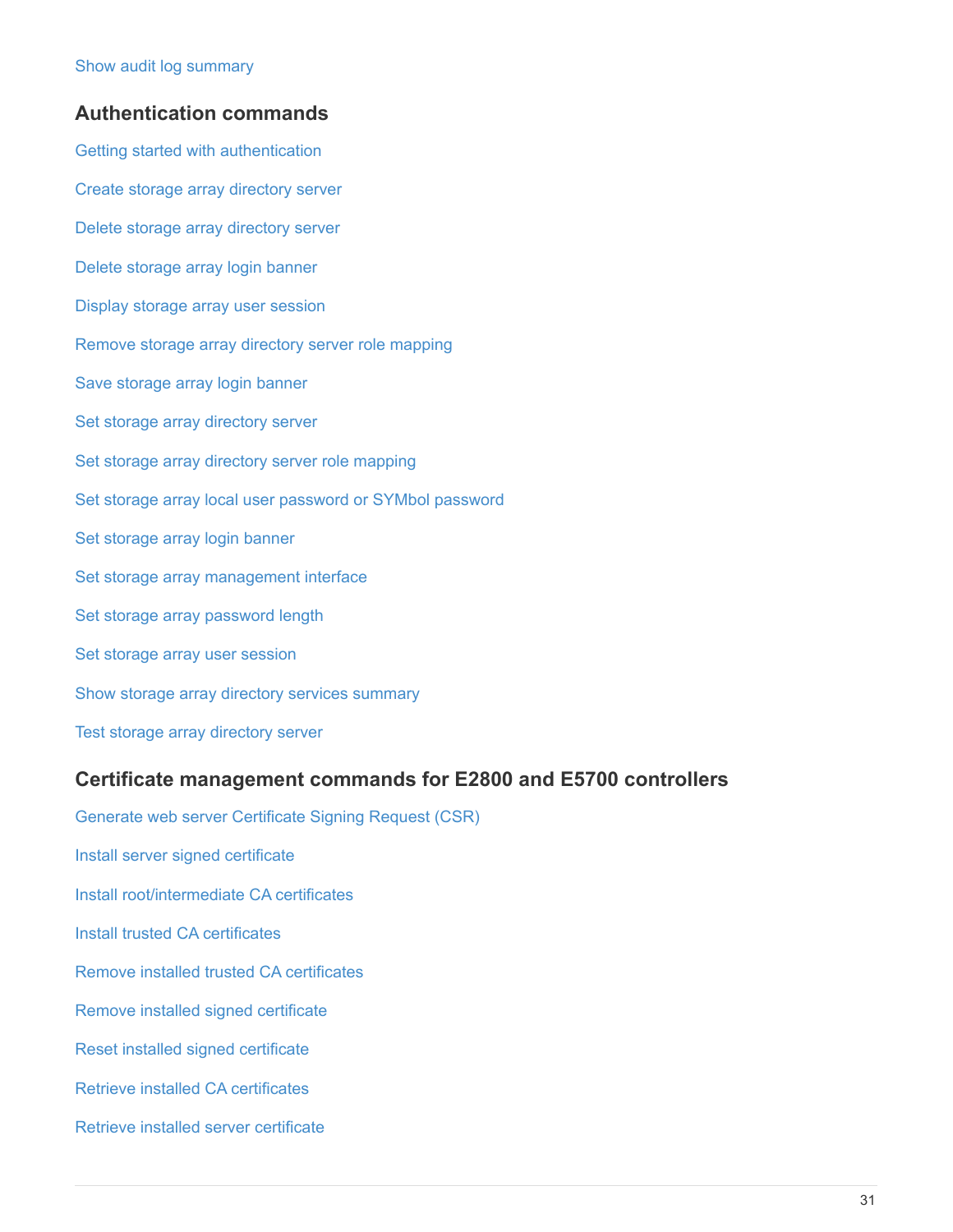Show audit log summary

## Authentication commands

Getting started with authentication

Create storage array directory server

Delete storage array directory server

Delete storage array login banner

Display storage array user session

Remove storage array directory server role mapping

Save storage array login banner

Set storage array directory server

Set storage array directory server role mapping

Set storage array local user password or SYMbol password

Set storage array login banner

Set storage array management interface

Set storage array password length

Set storage array user session

Show storage array directory services summary

Test storage array directory server

## Certificate management commands for E2800 and E5700 controllers

Generate web server Certificate Signing Request (CSR)

Install server signed certificate

Install root/intermediate CA certificates

Install trusted CA certificates

Remove installed trusted CA certificates

Remove installed signed certificate

Reset installed signed certificate

Retrieve installed CA certificates

Retrieve installed server certificate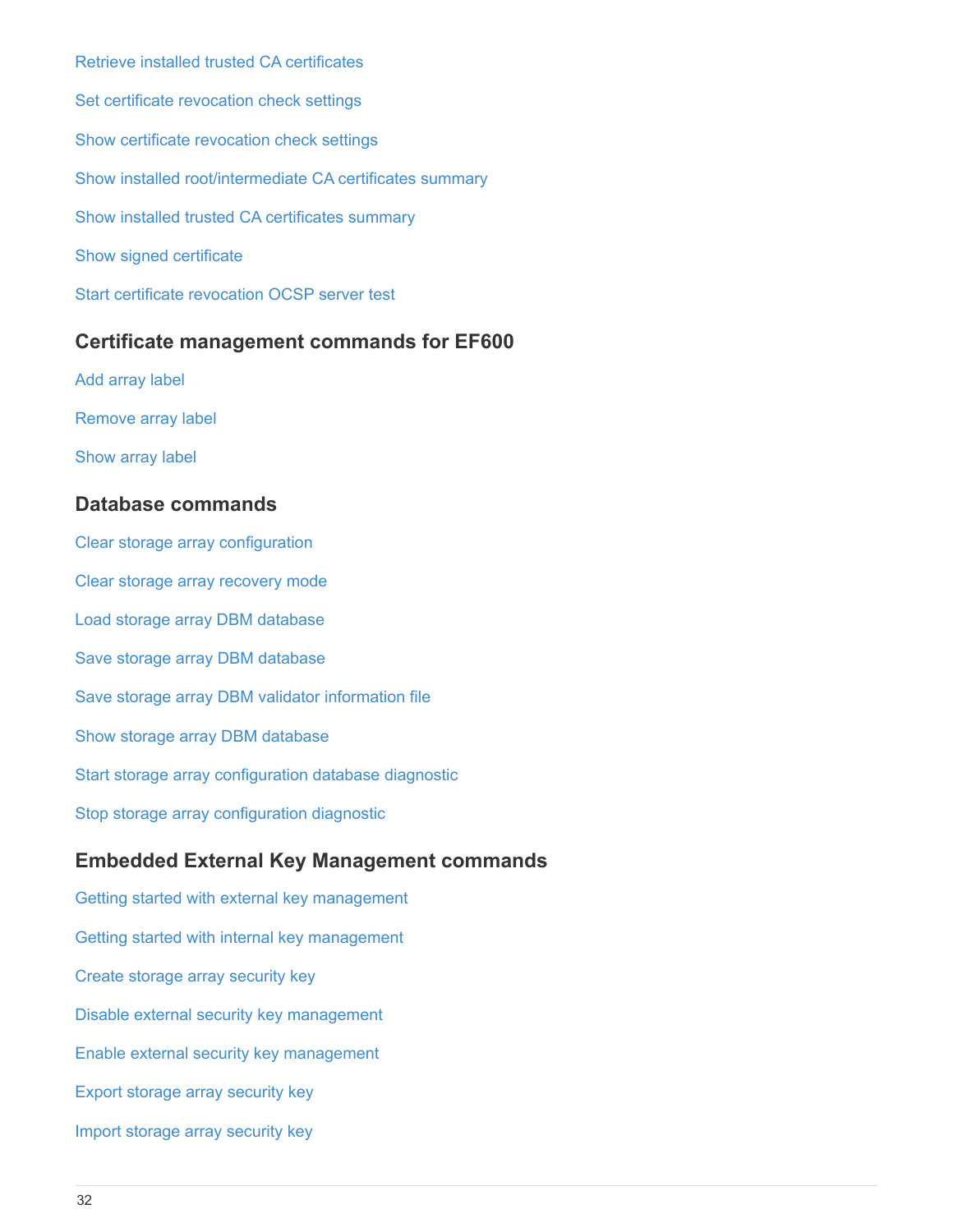Retrieve installed trusted CA certificates

Set certificate revocation check settings

Show certificate revocation check settings

Show installed root/intermediate CA certificates summary

Show installed trusted CA certificates summary

Show signed certificate

Start certificate revocation OCSP server test

### Certificate management commands for EF600

Add array label

Remove array label

Show array label

### Database commands

Clear storage array configuration

Clear storage array recovery mode

Load storage array DBM database

Save storage array DBM database

Save storage array DBM validator information file

Show storage array DBM database

Start storage array configuration database diagnostic

Stop storage array configuration diagnostic

### Embedded External Key Management commands

Getting started with external key management

Getting started with internal key management

Create storage array security key

Disable external security key management

Enable external security key management

Export storage array security key

Import storage array security key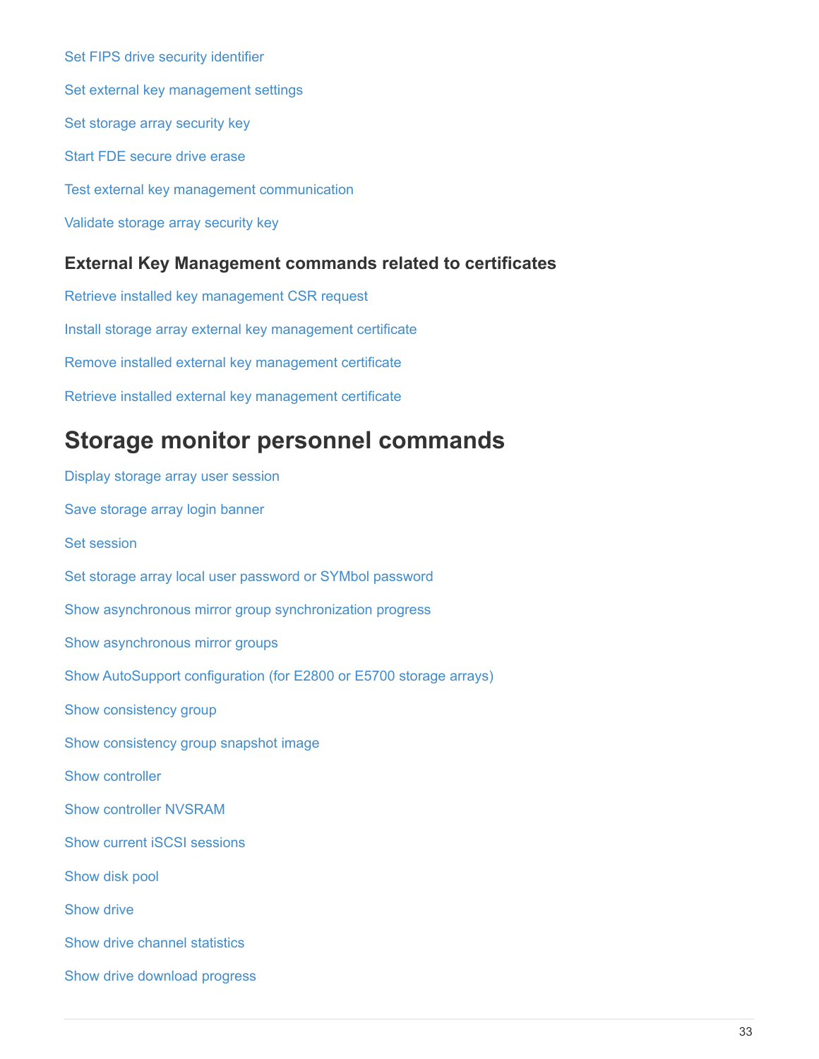Set FIPS drive security identifier

Set external key management settings

Set storage array security key

Start FDE secure drive erase

Test external key management communication

Validate storage array security key

### External Key Management commands related to certificates

Retrieve installed key management CSR request

Install storage array external key management certificate

Remove installed external key management certificate

Retrieve installed external key management certificate

## Storage monitor personnel commands

Display storage array user session

Save storage array login banner

Set session

Set storage array local user password or SYMbol password

Show asynchronous mirror group synchronization progress

Show asynchronous mirror groups

Show AutoSupport configuration (for E2800 or E5700 storage arrays)

Show consistency group

Show consistency group snapshot image

Show controller

Show controller NVSRAM

Show current iSCSI sessions

Show disk pool

Show drive

Show drive channel statistics

Show drive download progress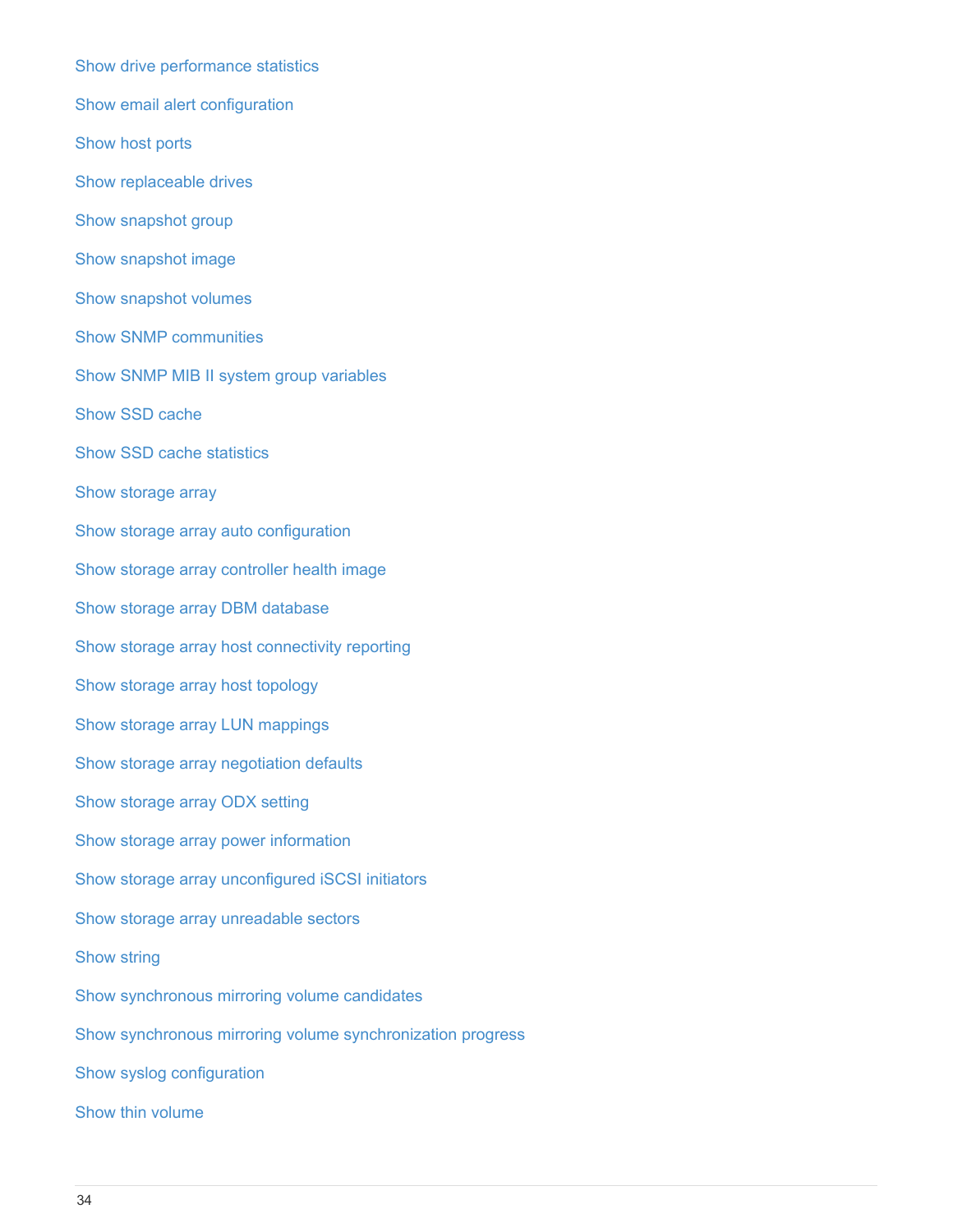Show drive performance statistics

Show email alert configuration

Show host ports

Show replaceable drives

Show snapshot group

Show snapshot image

Show snapshot volumes

Show SNMP communities

Show SNMP MIB II system group variables

Show SSD cache

Show SSD cache statistics

Show storage array

Show storage array auto configuration

Show storage array controller health image

Show storage array DBM database

Show storage array host connectivity reporting

Show storage array host topology

Show storage array LUN mappings

Show storage array negotiation defaults

Show storage array ODX setting

Show storage array power information

Show storage array unconfigured iSCSI initiators

Show storage array unreadable sectors

Show string

Show synchronous mirroring volume candidates

Show synchronous mirroring volume synchronization progress

Show syslog configuration

Show thin volume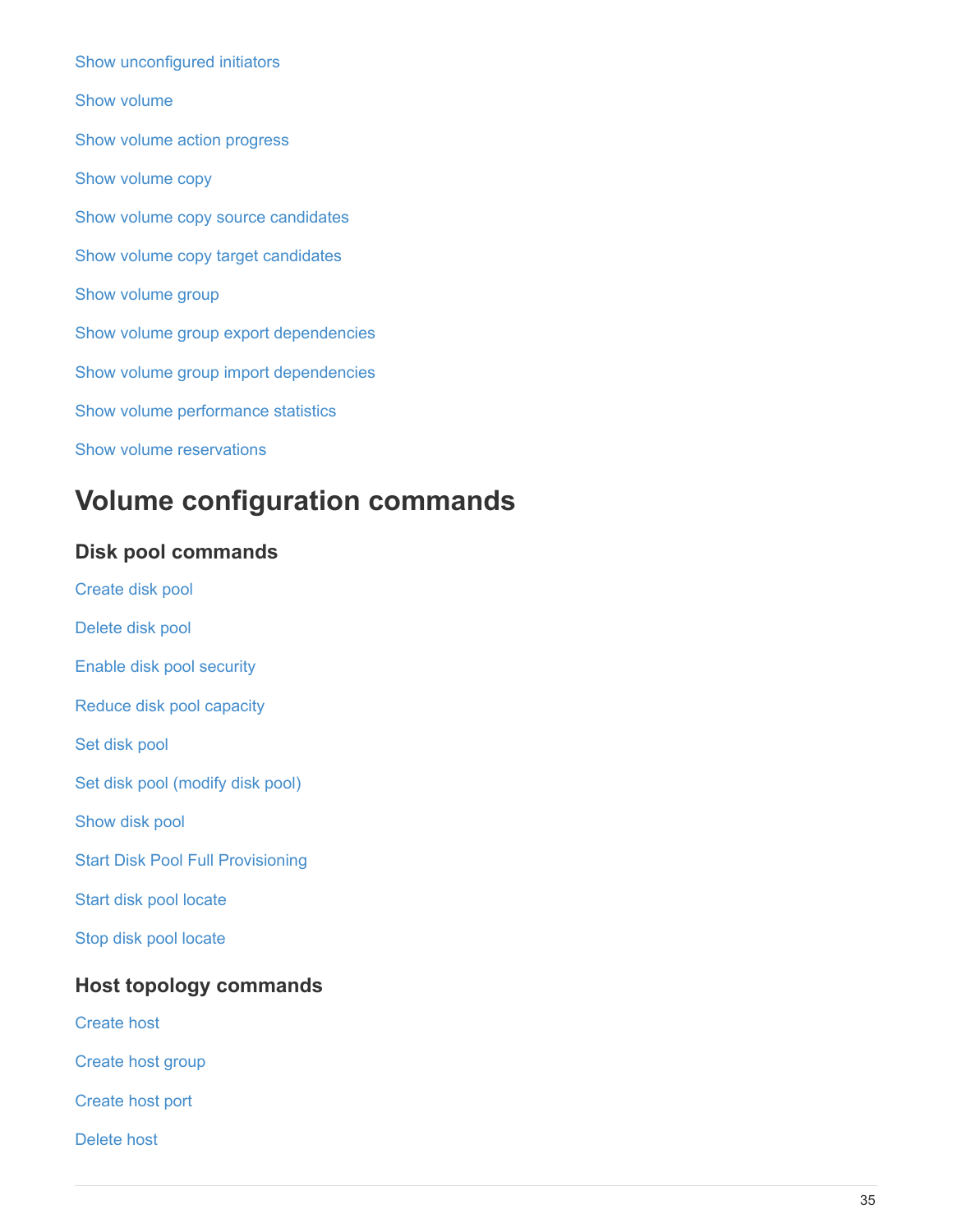Show unconfigured initiators

Show volume

Show volume action progress

Show volume copy

Show volume copy source candidates

Show volume copy target candidates

Show volume group

Show volume group export dependencies

Show volume group import dependencies

Show volume performance statistics

Show volume reservations

# Volume configuration commands

## Disk pool commands

Create disk pool

Delete disk pool

Enable disk pool security

Reduce disk pool capacity

Set disk pool

Set disk pool (modify disk pool)

Show disk pool

Start Disk Pool Full Provisioning

Start disk pool locate

Stop disk pool locate

## Host topology commands

Create host

Create host group

Create host port

Delete host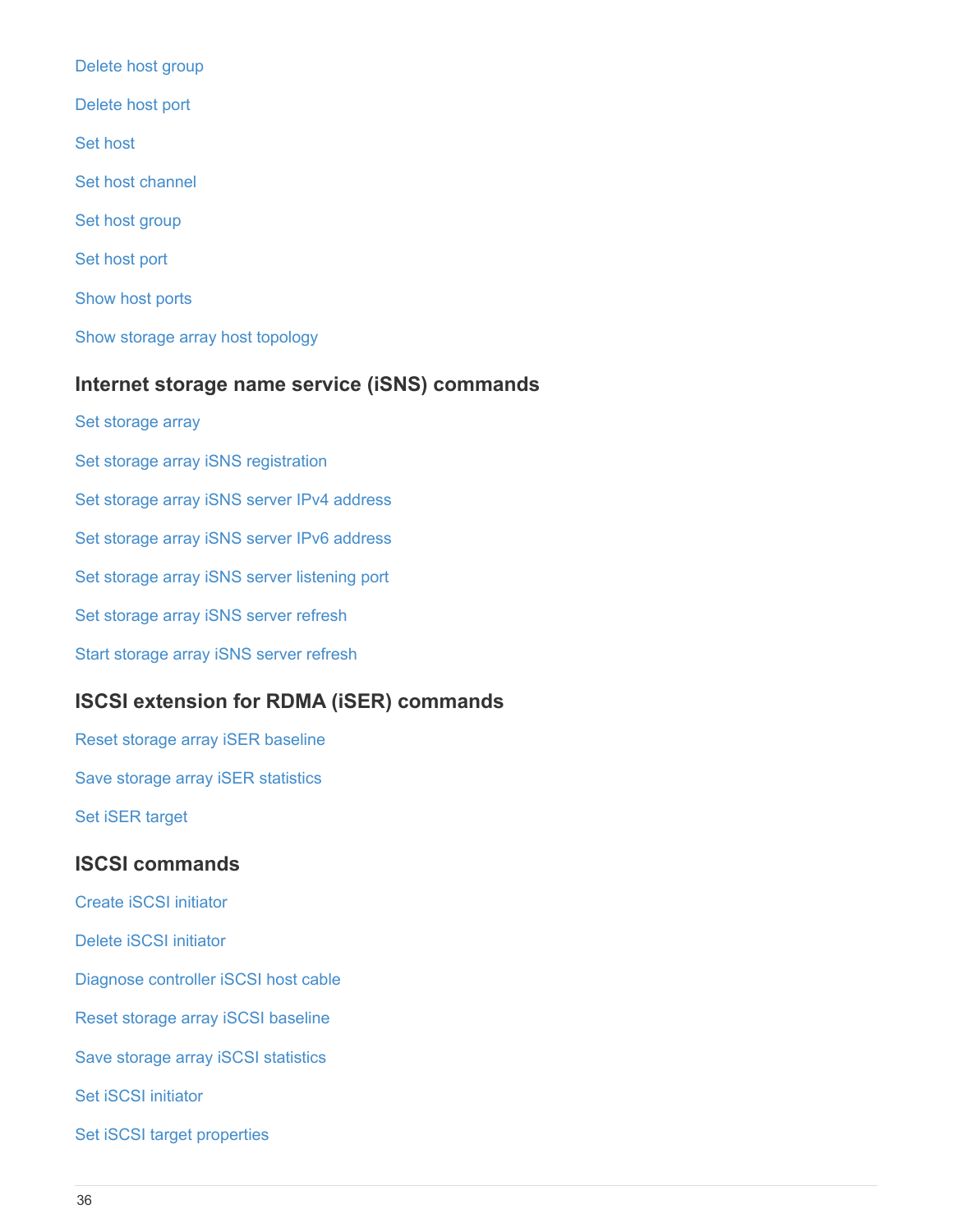Delete host group

Delete host port

Set host

Set host channel

Set host group

Set host port

Show host ports

Show storage array host topology

## Internet storage name service (iSNS) commands

Set storage array

Set storage array iSNS registration

Set storage array iSNS server IPv4 address

Set storage array iSNS server IPv6 address

Set storage array iSNS server listening port

Set storage array iSNS server refresh

Start storage array iSNS server refresh

## ISCSI extension for RDMA (iSER) commands

Reset storage array iSER baseline

Save storage array iSER statistics

Set iSER target

## ISCSI commands

Create iSCSI initiator

Delete iSCSI initiator

Diagnose controller iSCSI host cable

Reset storage array iSCSI baseline

Save storage array iSCSI statistics

Set iSCSI initiator

Set iSCSI target properties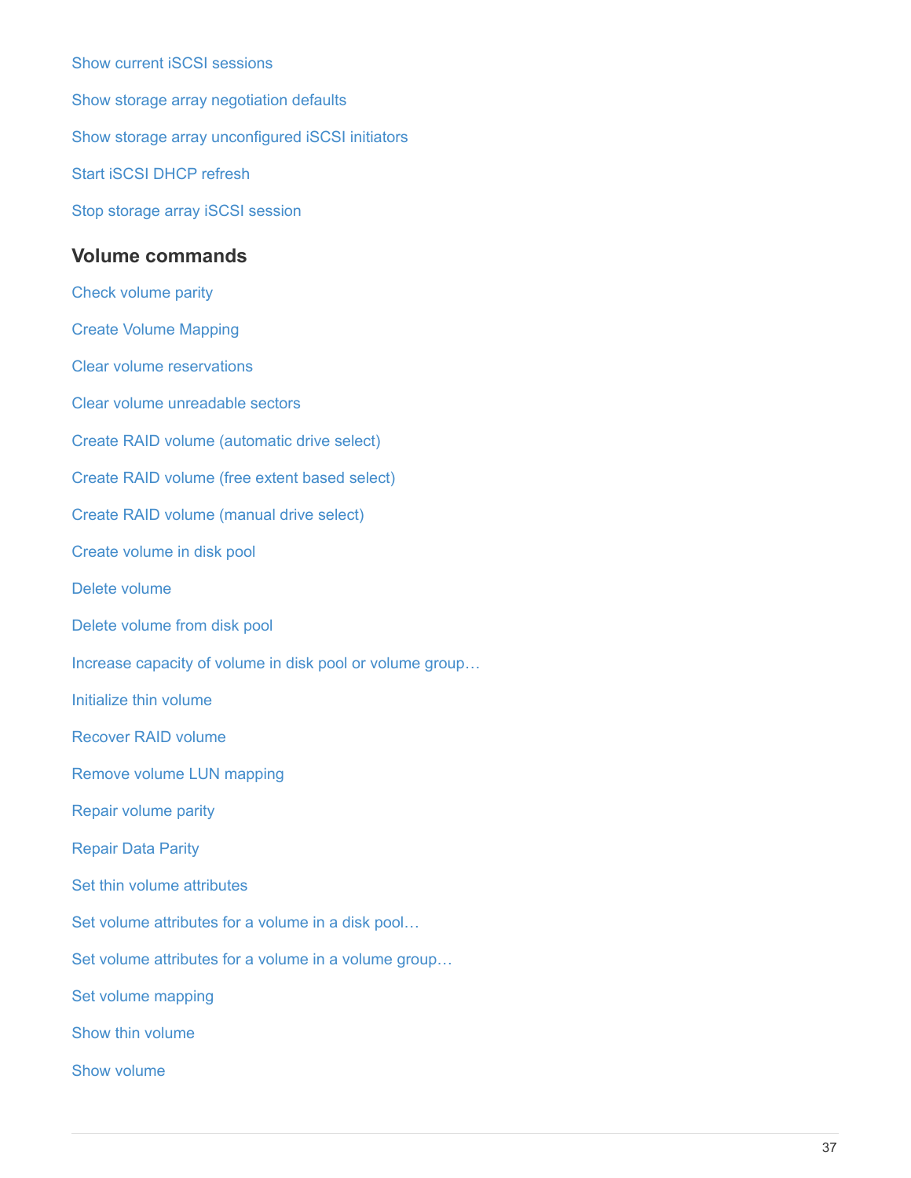Show current iSCSI sessions

Show storage array negotiation defaults

Show storage array unconfigured iSCSI initiators

Start iSCSI DHCP refresh

Stop storage array iSCSI session

### Volume commands

Check volume parity

Create Volume Mapping

Clear volume reservations

Clear volume unreadable sectors

Create RAID volume (automatic drive select)

Create RAID volume (free extent based select)

Create RAID volume (manual drive select)

Create volume in disk pool

Delete volume

Delete volume from disk pool

Increase capacity of volume in disk pool or volume group…

Initialize thin volume

Recover RAID volume

Remove volume LUN mapping

Repair volume parity

Repair Data Parity

Set thin volume attributes

Set volume attributes for a volume in a disk pool…

Set volume attributes for a volume in a volume group…

Set volume mapping

Show thin volume

Show volume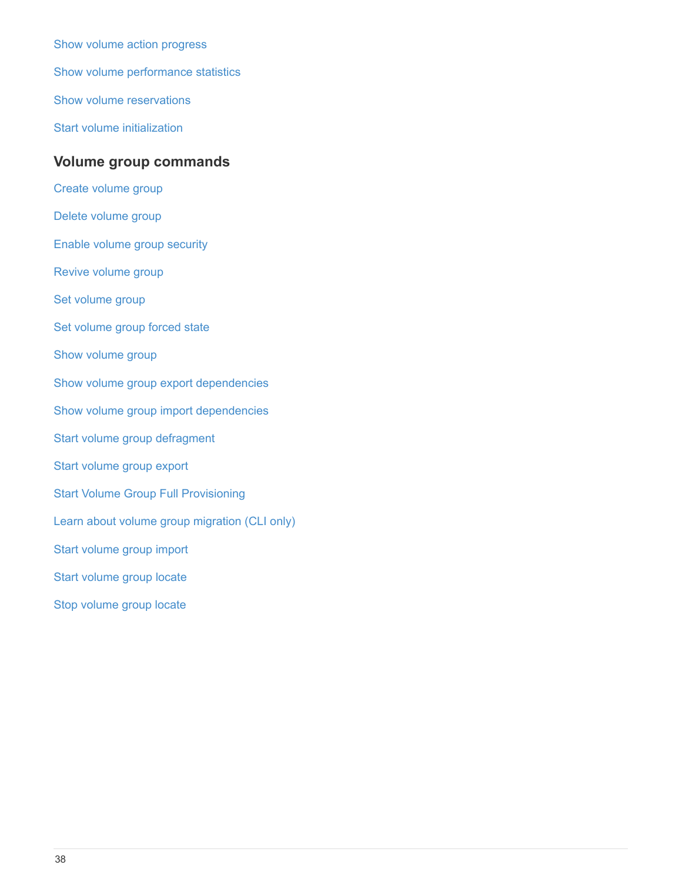Show volume action progress

Show volume performance statistics

Show volume reservations

Start volume initialization

### Volume group commands

Create volume group

Delete volume group

Enable volume group security

Revive volume group

Set volume group

Set volume group forced state

Show volume group

Show volume group export dependencies

Show volume group import dependencies

Start volume group defragment

Start volume group export

Start Volume Group Full Provisioning

Learn about volume group migration (CLI only)

Start volume group import

Start volume group locate

Stop volume group locate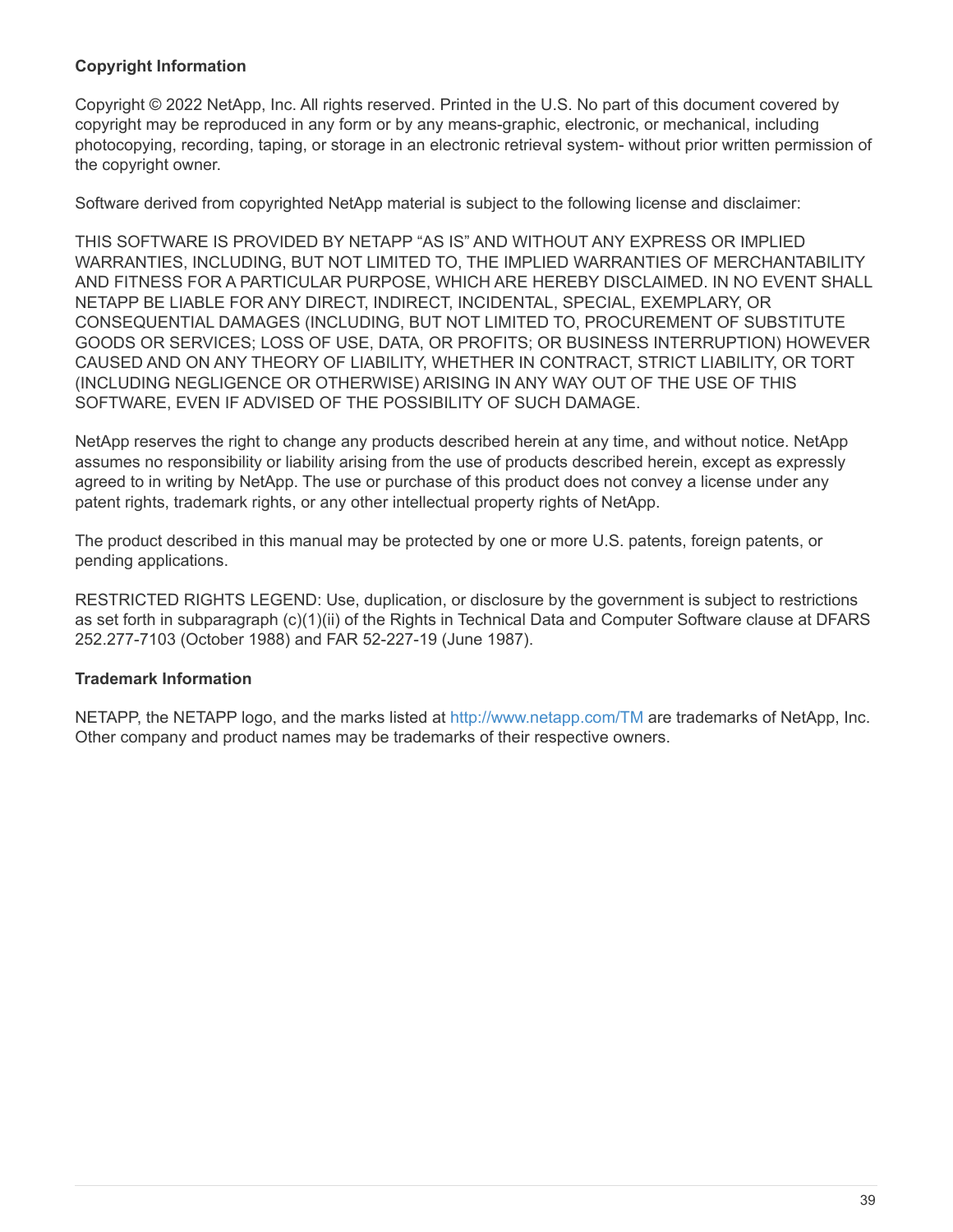### Copyright Information

Copyright © 2022 NetApp, Inc. All rights reserved. Printed in the U.S. No part of this document covered by copyright may be reproduced in any form or by any means-graphic, electronic, or mechanical, including photocopying, recording, taping, or storage in an electronic retrieval system- without prior written permission of the copyright owner.

Software derived from copyrighted NetApp material is subject to the following license and disclaimer:

THIS SOFTWARE IS PROVIDED BY NETAPP “AS IS” AND WITHOUT ANY EXPRESS OR IMPLIED WARRANTIES, INCLUDING, BUT NOT LIMITED TO, THE IMPLIED WARRANTIES OF MERCHANTABILITY AND FITNESS FOR A PARTICULAR PURPOSE, WHICH ARE HEREBY DISCLAIMED. IN NO EVENT SHALL NETAPP BE LIABLE FOR ANY DIRECT, INDIRECT, INCIDENTAL, SPECIAL, EXEMPLARY, OR CONSEQUENTIAL DAMAGES (INCLUDING, BUT NOT LIMITED TO, PROCUREMENT OF SUBSTITUTE GOODS OR SERVICES; LOSS OF USE, DATA, OR PROFITS; OR BUSINESS INTERRUPTION) HOWEVER CAUSED AND ON ANY THEORY OF LIABILITY, WHETHER IN CONTRACT, STRICT LIABILITY, OR TORT (INCLUDING NEGLIGENCE OR OTHERWISE) ARISING IN ANY WAY OUT OF THE USE OF THIS SOFTWARE, EVEN IF ADVISED OF THE POSSIBILITY OF SUCH DAMAGE.

NetApp reserves the right to change any products described herein at any time, and without notice. NetApp assumes no responsibility or liability arising from the use of products described herein, except as expressly agreed to in writing by NetApp. The use or purchase of this product does not convey a license under any patent rights, trademark rights, or any other intellectual property rights of NetApp.

The product described in this manual may be protected by one or more U.S. patents, foreign patents, or pending applications.

RESTRICTED RIGHTS LEGEND: Use, duplication, or disclosure by the government is subject to restrictions as set forth in subparagraph (c)(1)(ii) of the Rights in Technical Data and Computer Software clause at DFARS 252.277-7103 (October 1988) and FAR 52-227-19 (June 1987).

### Trademark Information

NETAPP, the NETAPP logo, and the marks listed at http://www.netapp.com/TM are trademarks of NetApp, Inc. Other company and product names may be trademarks of their respective owners.